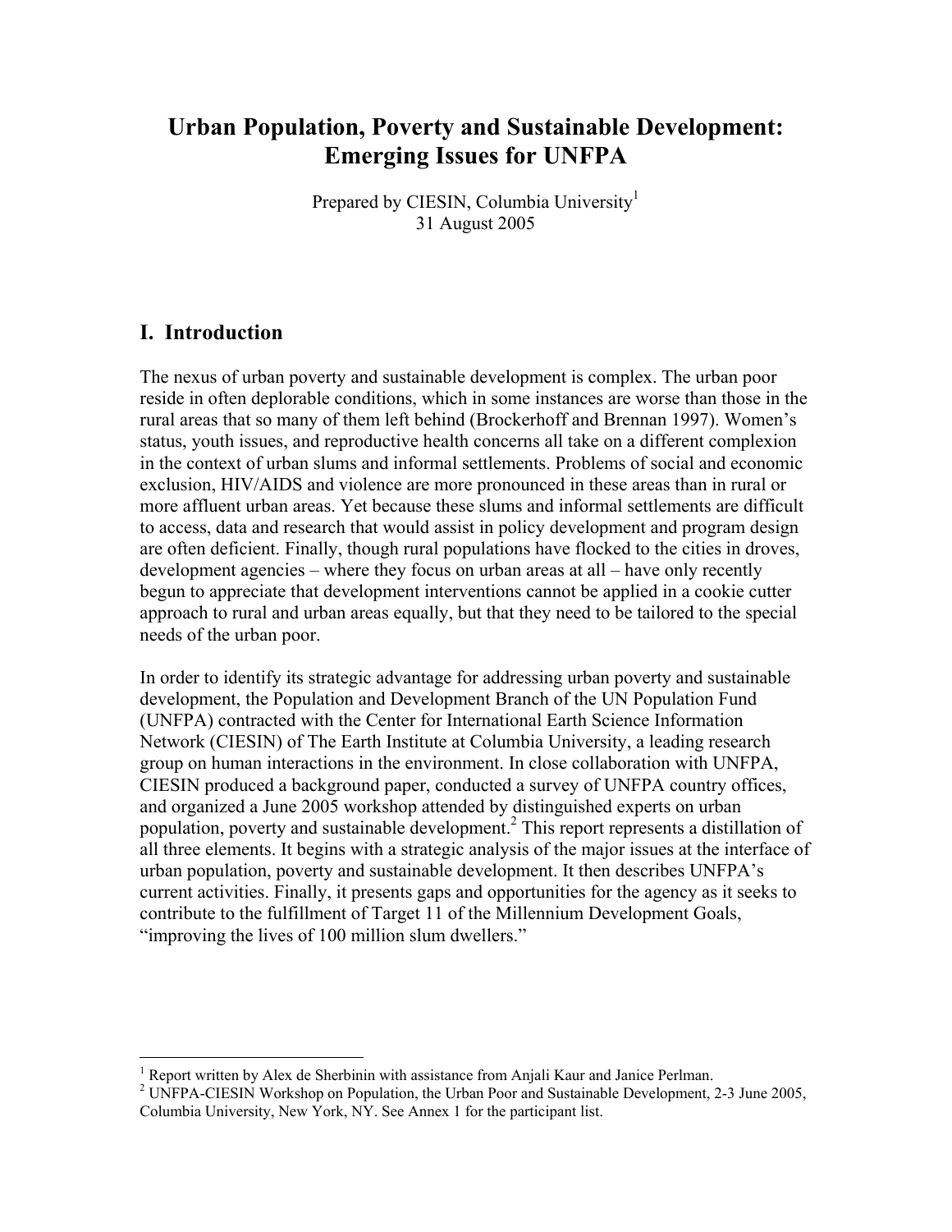# Urban Population, Poverty and Sustainable Development: Emerging Issues for UNFPA

Prepared by CIESIN, Columbia University[1]
31 August 2005

## I. Introduction

The nexus of urban poverty and sustainable development is complex. The urban poor reside in often deplorable conditions, which in some instances are worse than those in the rural areas that so many of them left behind (Brockerhoff and Brennan 1997). Women's status, youth issues, and reproductive health concerns all take on a different complexion in the context of urban slums and informal settlements. Problems of social and economic exclusion, HIV/AIDS and violence are more pronounced in these areas than in rural or more affluent urban areas. Yet because these slums and informal settlements are difficult to access, data and research that would assist in policy development and program design are often deficient. Finally, though rural populations have flocked to the cities in droves, development agencies – where they focus on urban areas at all – have only recently begun to appreciate that development interventions cannot be applied in a cookie cutter approach to rural and urban areas equally, but that they need to be tailored to the special needs of the urban poor.

In order to identify its strategic advantage for addressing urban poverty and sustainable development, the Population and Development Branch of the UN Population Fund (UNFPA) contracted with the Center for International Earth Science Information Network (CIESIN) of The Earth Institute at Columbia University, a leading research group on human interactions in the environment. In close collaboration with UNFPA, CIESIN produced a background paper, conducted a survey of UNFPA country offices, and organized a June 2005 workshop attended by distinguished experts on urban population, poverty and sustainable development.[2] This report represents a distillation of all three elements. It begins with a strategic analysis of the major issues at the interface of urban population, poverty and sustainable development. It then describes UNFPA's current activities. Finally, it presents gaps and opportunities for the agency as it seeks to contribute to the fulfillment of Target 11 of the Millennium Development Goals, "improving the lives of 100 million slum dwellers."

---

[1] Report written by Alex de Sherbinin with assistance from Anjali Kaur and Janice Perlman.

[2] UNFPA-CIESIN Workshop on Population, the Urban Poor and Sustainable Development, 2-3 June 2005, Columbia University, New York, NY. See Annex 1 for the participant list.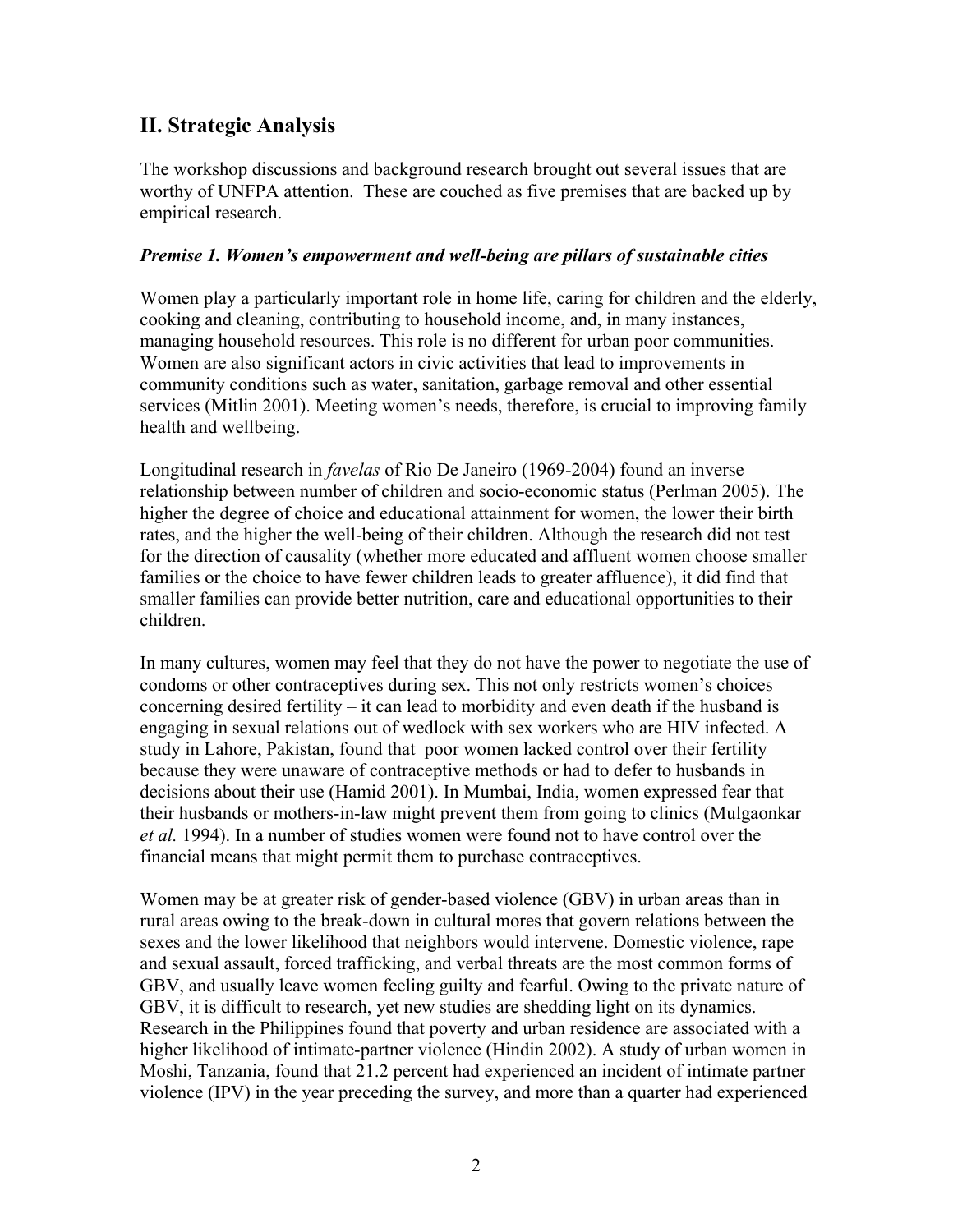## II. Strategic Analysis

The workshop discussions and background research brought out several issues that are worthy of UNFPA attention. These are couched as five premises that are backed up by empirical research.

### *Premise 1. Women's empowerment and well-being are pillars of sustainable cities*

Women play a particularly important role in home life, caring for children and the elderly, cooking and cleaning, contributing to household income, and, in many instances, managing household resources. This role is no different for urban poor communities. Women are also significant actors in civic activities that lead to improvements in community conditions such as water, sanitation, garbage removal and other essential services (Mitlin 2001). Meeting women's needs, therefore, is crucial to improving family health and wellbeing.

Longitudinal research in *favelas* of Rio De Janeiro (1969-2004) found an inverse relationship between number of children and socio-economic status (Perlman 2005). The higher the degree of choice and educational attainment for women, the lower their birth rates, and the higher the well-being of their children. Although the research did not test for the direction of causality (whether more educated and affluent women choose smaller families or the choice to have fewer children leads to greater affluence), it did find that smaller families can provide better nutrition, care and educational opportunities to their children.

In many cultures, women may feel that they do not have the power to negotiate the use of condoms or other contraceptives during sex. This not only restricts women's choices concerning desired fertility – it can lead to morbidity and even death if the husband is engaging in sexual relations out of wedlock with sex workers who are HIV infected. A study in Lahore, Pakistan, found that poor women lacked control over their fertility because they were unaware of contraceptive methods or had to defer to husbands in decisions about their use (Hamid 2001). In Mumbai, India, women expressed fear that their husbands or mothers-in-law might prevent them from going to clinics (Mulgaonkar *et al.* 1994). In a number of studies women were found not to have control over the financial means that might permit them to purchase contraceptives.

Women may be at greater risk of gender-based violence (GBV) in urban areas than in rural areas owing to the break-down in cultural mores that govern relations between the sexes and the lower likelihood that neighbors would intervene. Domestic violence, rape and sexual assault, forced trafficking, and verbal threats are the most common forms of GBV, and usually leave women feeling guilty and fearful. Owing to the private nature of GBV, it is difficult to research, yet new studies are shedding light on its dynamics. Research in the Philippines found that poverty and urban residence are associated with a higher likelihood of intimate-partner violence (Hindin 2002). A study of urban women in Moshi, Tanzania, found that 21.2 percent had experienced an incident of intimate partner violence (IPV) in the year preceding the survey, and more than a quarter had experienced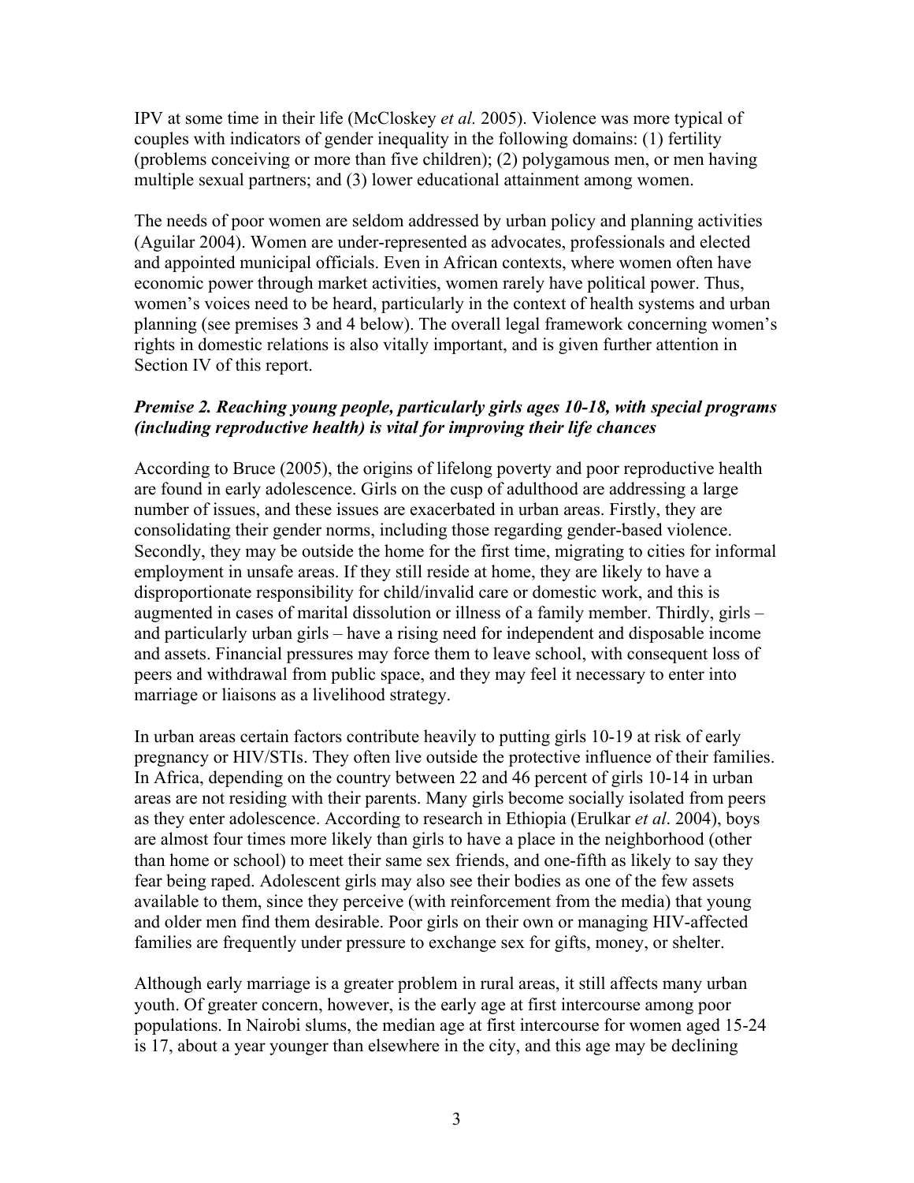IPV at some time in their life (McCloskey *et al.* 2005). Violence was more typical of couples with indicators of gender inequality in the following domains: (1) fertility (problems conceiving or more than five children); (2) polygamous men, or men having multiple sexual partners; and (3) lower educational attainment among women.

The needs of poor women are seldom addressed by urban policy and planning activities (Aguilar 2004). Women are under-represented as advocates, professionals and elected and appointed municipal officials. Even in African contexts, where women often have economic power through market activities, women rarely have political power. Thus, women's voices need to be heard, particularly in the context of health systems and urban planning (see premises 3 and 4 below). The overall legal framework concerning women's rights in domestic relations is also vitally important, and is given further attention in Section IV of this report.

***Premise 2. Reaching young people, particularly girls ages 10-18, with special programs (including reproductive health) is vital for improving their life chances***

According to Bruce (2005), the origins of lifelong poverty and poor reproductive health are found in early adolescence. Girls on the cusp of adulthood are addressing a large number of issues, and these issues are exacerbated in urban areas. Firstly, they are consolidating their gender norms, including those regarding gender-based violence. Secondly, they may be outside the home for the first time, migrating to cities for informal employment in unsafe areas. If they still reside at home, they are likely to have a disproportionate responsibility for child/invalid care or domestic work, and this is augmented in cases of marital dissolution or illness of a family member. Thirdly, girls – and particularly urban girls – have a rising need for independent and disposable income and assets. Financial pressures may force them to leave school, with consequent loss of peers and withdrawal from public space, and they may feel it necessary to enter into marriage or liaisons as a livelihood strategy.

In urban areas certain factors contribute heavily to putting girls 10-19 at risk of early pregnancy or HIV/STIs. They often live outside the protective influence of their families. In Africa, depending on the country between 22 and 46 percent of girls 10-14 in urban areas are not residing with their parents. Many girls become socially isolated from peers as they enter adolescence. According to research in Ethiopia (Erulkar *et al*. 2004), boys are almost four times more likely than girls to have a place in the neighborhood (other than home or school) to meet their same sex friends, and one-fifth as likely to say they fear being raped. Adolescent girls may also see their bodies as one of the few assets available to them, since they perceive (with reinforcement from the media) that young and older men find them desirable. Poor girls on their own or managing HIV-affected families are frequently under pressure to exchange sex for gifts, money, or shelter.

Although early marriage is a greater problem in rural areas, it still affects many urban youth. Of greater concern, however, is the early age at first intercourse among poor populations. In Nairobi slums, the median age at first intercourse for women aged 15-24 is 17, about a year younger than elsewhere in the city, and this age may be declining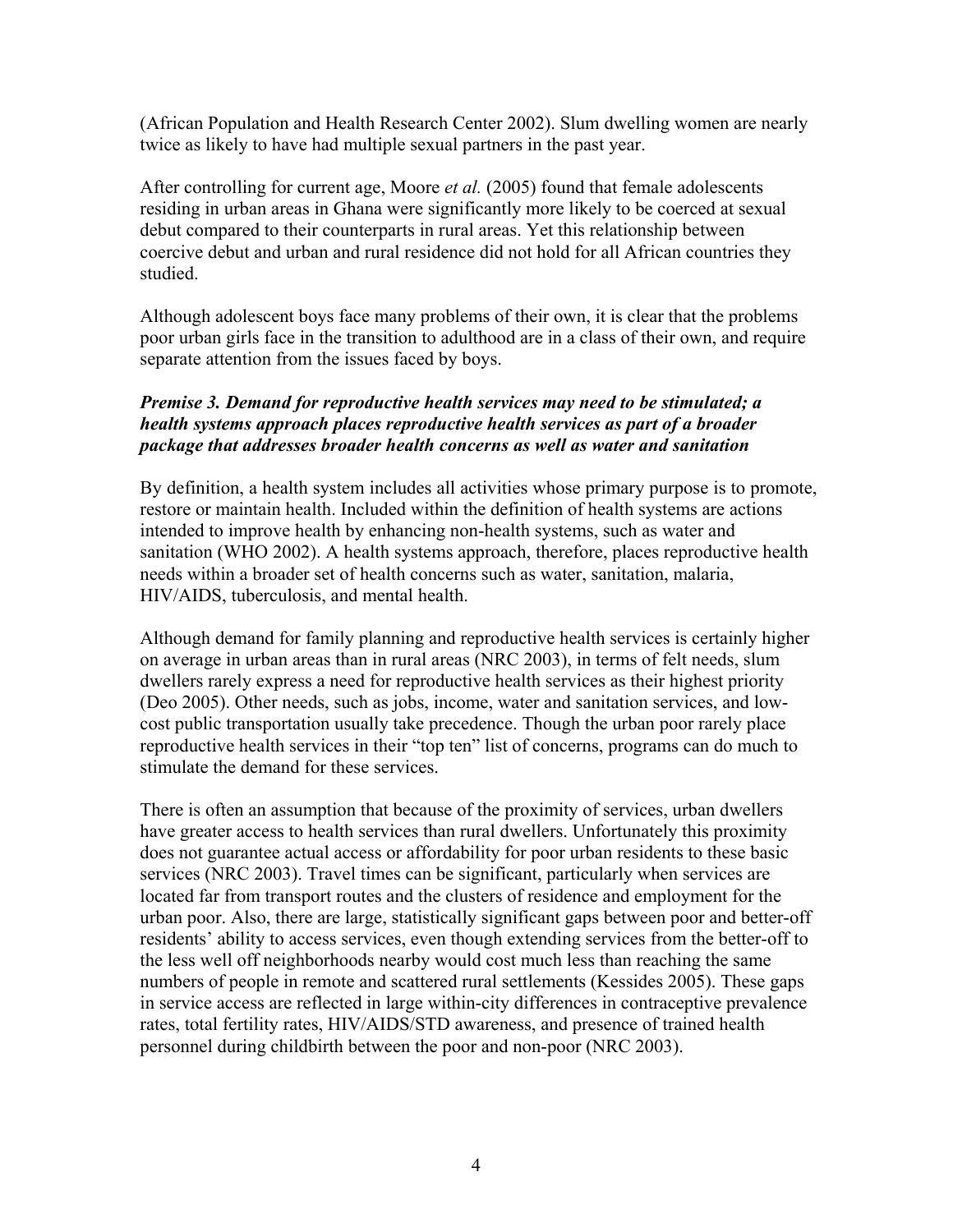(African Population and Health Research Center 2002). Slum dwelling women are nearly twice as likely to have had multiple sexual partners in the past year.

After controlling for current age, Moore *et al.* (2005) found that female adolescents residing in urban areas in Ghana were significantly more likely to be coerced at sexual debut compared to their counterparts in rural areas. Yet this relationship between coercive debut and urban and rural residence did not hold for all African countries they studied.

Although adolescent boys face many problems of their own, it is clear that the problems poor urban girls face in the transition to adulthood are in a class of their own, and require separate attention from the issues faced by boys.

***Premise 3. Demand for reproductive health services may need to be stimulated; a health systems approach places reproductive health services as part of a broader package that addresses broader health concerns as well as water and sanitation***

By definition, a health system includes all activities whose primary purpose is to promote, restore or maintain health. Included within the definition of health systems are actions intended to improve health by enhancing non-health systems, such as water and sanitation (WHO 2002). A health systems approach, therefore, places reproductive health needs within a broader set of health concerns such as water, sanitation, malaria, HIV/AIDS, tuberculosis, and mental health.

Although demand for family planning and reproductive health services is certainly higher on average in urban areas than in rural areas (NRC 2003), in terms of felt needs, slum dwellers rarely express a need for reproductive health services as their highest priority (Deo 2005). Other needs, such as jobs, income, water and sanitation services, and low-cost public transportation usually take precedence. Though the urban poor rarely place reproductive health services in their "top ten" list of concerns, programs can do much to stimulate the demand for these services.

There is often an assumption that because of the proximity of services, urban dwellers have greater access to health services than rural dwellers. Unfortunately this proximity does not guarantee actual access or affordability for poor urban residents to these basic services (NRC 2003). Travel times can be significant, particularly when services are located far from transport routes and the clusters of residence and employment for the urban poor. Also, there are large, statistically significant gaps between poor and better-off residents' ability to access services, even though extending services from the better-off to the less well off neighborhoods nearby would cost much less than reaching the same numbers of people in remote and scattered rural settlements (Kessides 2005). These gaps in service access are reflected in large within-city differences in contraceptive prevalence rates, total fertility rates, HIV/AIDS/STD awareness, and presence of trained health personnel during childbirth between the poor and non-poor (NRC 2003).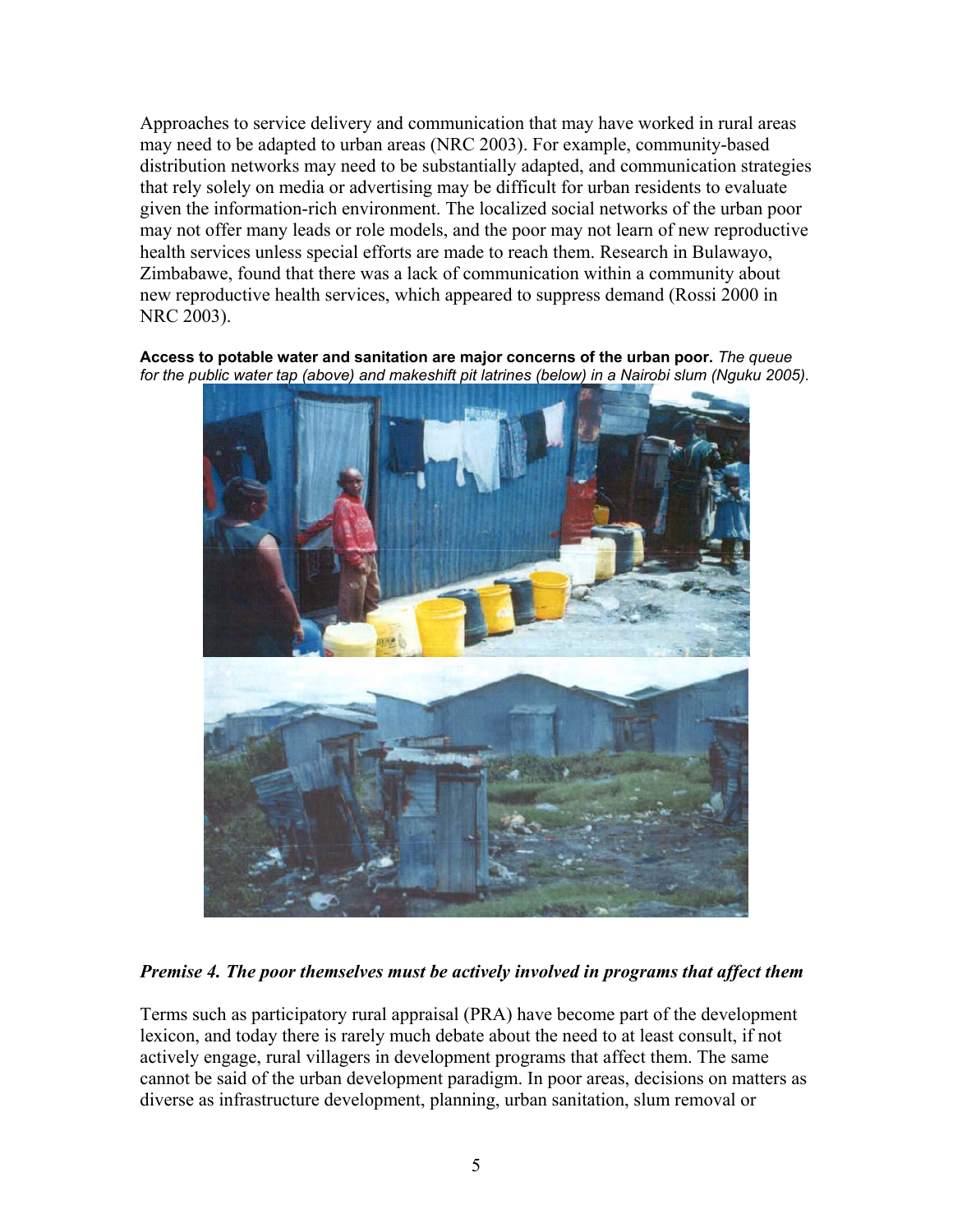Approaches to service delivery and communication that may have worked in rural areas may need to be adapted to urban areas (NRC 2003). For example, community-based distribution networks may need to be substantially adapted, and communication strategies that rely solely on media or advertising may be difficult for urban residents to evaluate given the information-rich environment. The localized social networks of the urban poor may not offer many leads or role models, and the poor may not learn of new reproductive health services unless special efforts are made to reach them. Research in Bulawayo, Zimbabwe, found that there was a lack of communication within a community about new reproductive health services, which appeared to suppress demand (Rossi 2000 in NRC 2003).

**Access to potable water and sanitation are major concerns of the urban poor.** *The queue for the public water tap (above) and makeshift pit latrines (below) in a Nairobi slum (Nguku 2005).*

### *Premise 4. The poor themselves must be actively involved in programs that affect them*

Terms such as participatory rural appraisal (PRA) have become part of the development lexicon, and today there is rarely much debate about the need to at least consult, if not actively engage, rural villagers in development programs that affect them. The same cannot be said of the urban development paradigm. In poor areas, decisions on matters as diverse as infrastructure development, planning, urban sanitation, slum removal or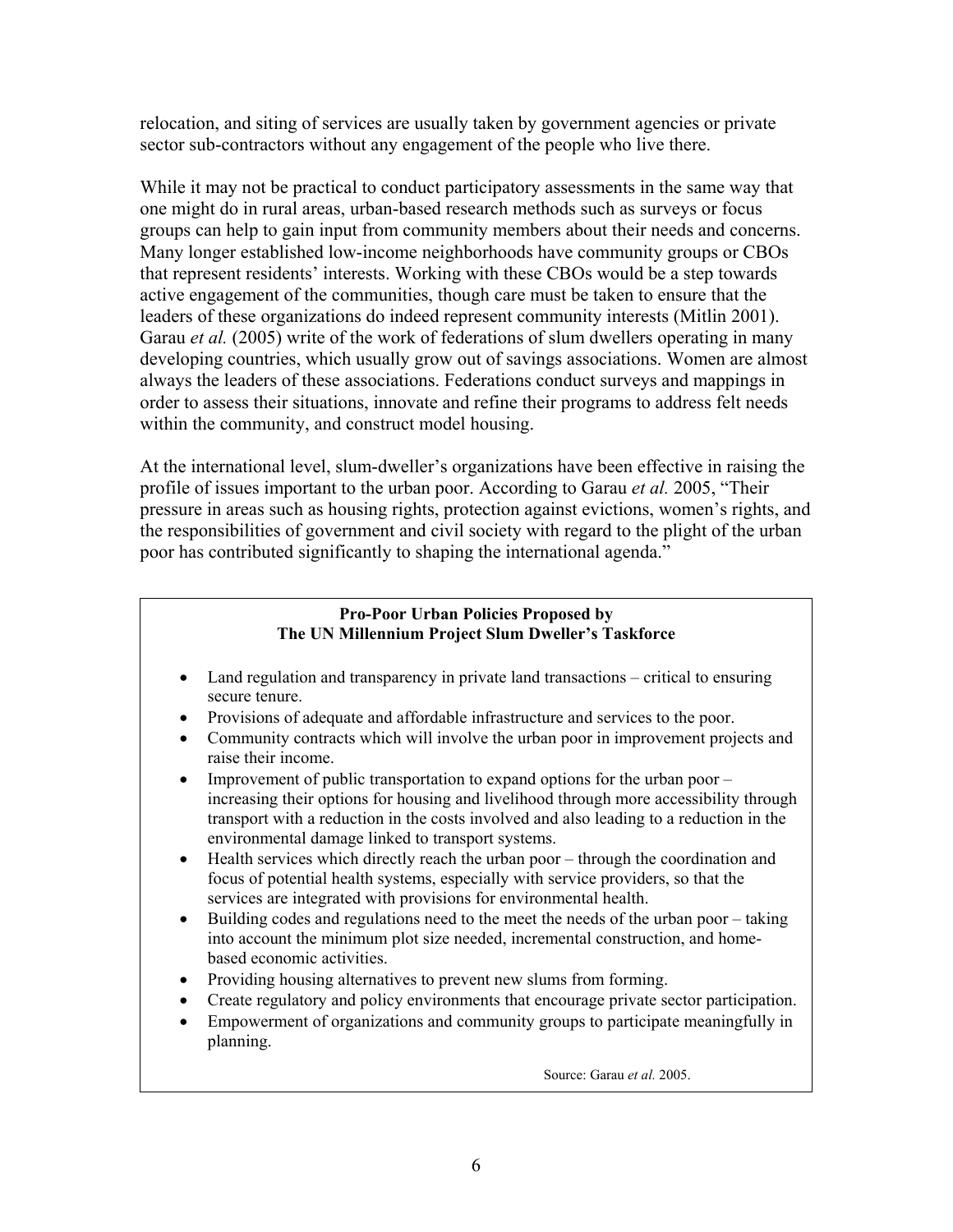relocation, and siting of services are usually taken by government agencies or private sector sub-contractors without any engagement of the people who live there.

While it may not be practical to conduct participatory assessments in the same way that one might do in rural areas, urban-based research methods such as surveys or focus groups can help to gain input from community members about their needs and concerns. Many longer established low-income neighborhoods have community groups or CBOs that represent residents' interests. Working with these CBOs would be a step towards active engagement of the communities, though care must be taken to ensure that the leaders of these organizations do indeed represent community interests (Mitlin 2001). Garau *et al.* (2005) write of the work of federations of slum dwellers operating in many developing countries, which usually grow out of savings associations. Women are almost always the leaders of these associations. Federations conduct surveys and mappings in order to assess their situations, innovate and refine their programs to address felt needs within the community, and construct model housing.

At the international level, slum-dweller's organizations have been effective in raising the profile of issues important to the urban poor. According to Garau *et al.* 2005, "Their pressure in areas such as housing rights, protection against evictions, women's rights, and the responsibilities of government and civil society with regard to the plight of the urban poor has contributed significantly to shaping the international agenda."

**Pro-Poor Urban Policies Proposed by**
**The UN Millennium Project Slum Dweller's Taskforce**

- Land regulation and transparency in private land transactions – critical to ensuring secure tenure.
- Provisions of adequate and affordable infrastructure and services to the poor.
- Community contracts which will involve the urban poor in improvement projects and raise their income.
- Improvement of public transportation to expand options for the urban poor – increasing their options for housing and livelihood through more accessibility through transport with a reduction in the costs involved and also leading to a reduction in the environmental damage linked to transport systems.
- Health services which directly reach the urban poor – through the coordination and focus of potential health systems, especially with service providers, so that the services are integrated with provisions for environmental health.
- Building codes and regulations need to the meet the needs of the urban poor – taking into account the minimum plot size needed, incremental construction, and home-based economic activities.
- Providing housing alternatives to prevent new slums from forming.
- Create regulatory and policy environments that encourage private sector participation.
- Empowerment of organizations and community groups to participate meaningfully in planning.

Source: Garau *et al.* 2005.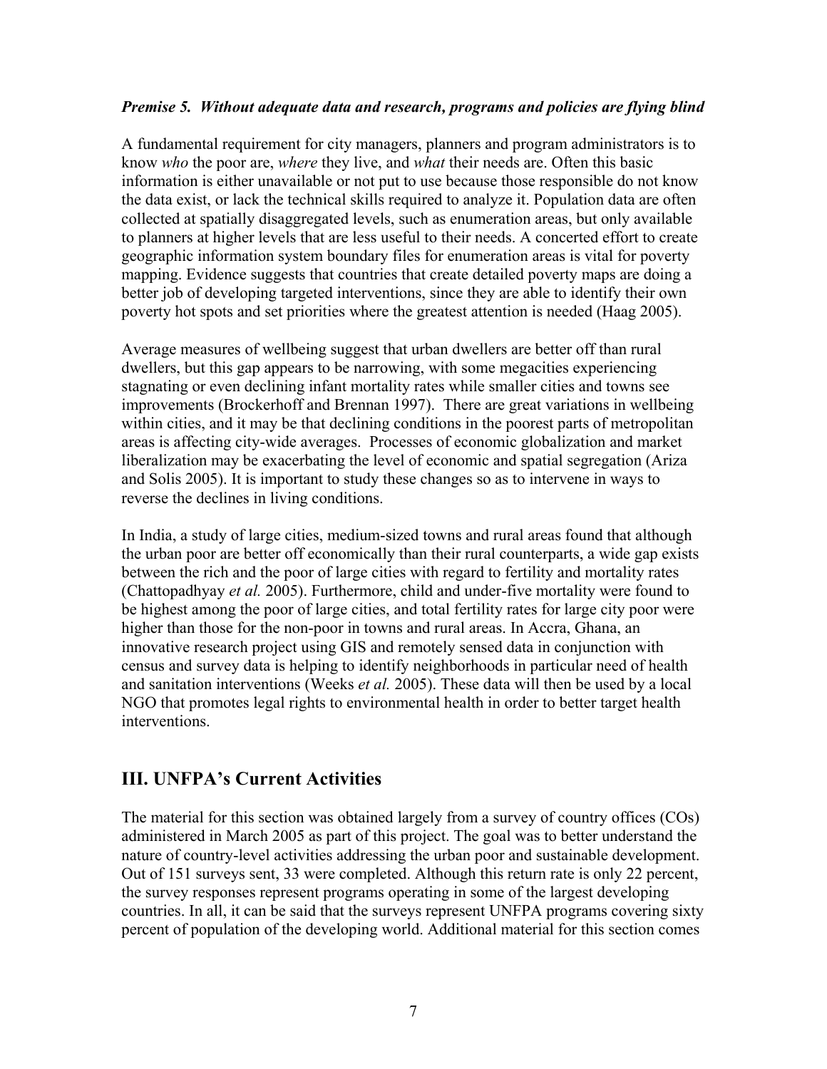***Premise 5. Without adequate data and research, programs and policies are flying blind***

A fundamental requirement for city managers, planners and program administrators is to know *who* the poor are, *where* they live, and *what* their needs are. Often this basic information is either unavailable or not put to use because those responsible do not know the data exist, or lack the technical skills required to analyze it. Population data are often collected at spatially disaggregated levels, such as enumeration areas, but only available to planners at higher levels that are less useful to their needs. A concerted effort to create geographic information system boundary files for enumeration areas is vital for poverty mapping. Evidence suggests that countries that create detailed poverty maps are doing a better job of developing targeted interventions, since they are able to identify their own poverty hot spots and set priorities where the greatest attention is needed (Haag 2005).

Average measures of wellbeing suggest that urban dwellers are better off than rural dwellers, but this gap appears to be narrowing, with some megacities experiencing stagnating or even declining infant mortality rates while smaller cities and towns see improvements (Brockerhoff and Brennan 1997). There are great variations in wellbeing within cities, and it may be that declining conditions in the poorest parts of metropolitan areas is affecting city-wide averages. Processes of economic globalization and market liberalization may be exacerbating the level of economic and spatial segregation (Ariza and Solis 2005). It is important to study these changes so as to intervene in ways to reverse the declines in living conditions.

In India, a study of large cities, medium-sized towns and rural areas found that although the urban poor are better off economically than their rural counterparts, a wide gap exists between the rich and the poor of large cities with regard to fertility and mortality rates (Chattopadhyay *et al.* 2005). Furthermore, child and under-five mortality were found to be highest among the poor of large cities, and total fertility rates for large city poor were higher than those for the non-poor in towns and rural areas. In Accra, Ghana, an innovative research project using GIS and remotely sensed data in conjunction with census and survey data is helping to identify neighborhoods in particular need of health and sanitation interventions (Weeks *et al.* 2005). These data will then be used by a local NGO that promotes legal rights to environmental health in order to better target health interventions.

## III. UNFPA's Current Activities

The material for this section was obtained largely from a survey of country offices (COs) administered in March 2005 as part of this project. The goal was to better understand the nature of country-level activities addressing the urban poor and sustainable development. Out of 151 surveys sent, 33 were completed. Although this return rate is only 22 percent, the survey responses represent programs operating in some of the largest developing countries. In all, it can be said that the surveys represent UNFPA programs covering sixty percent of population of the developing world. Additional material for this section comes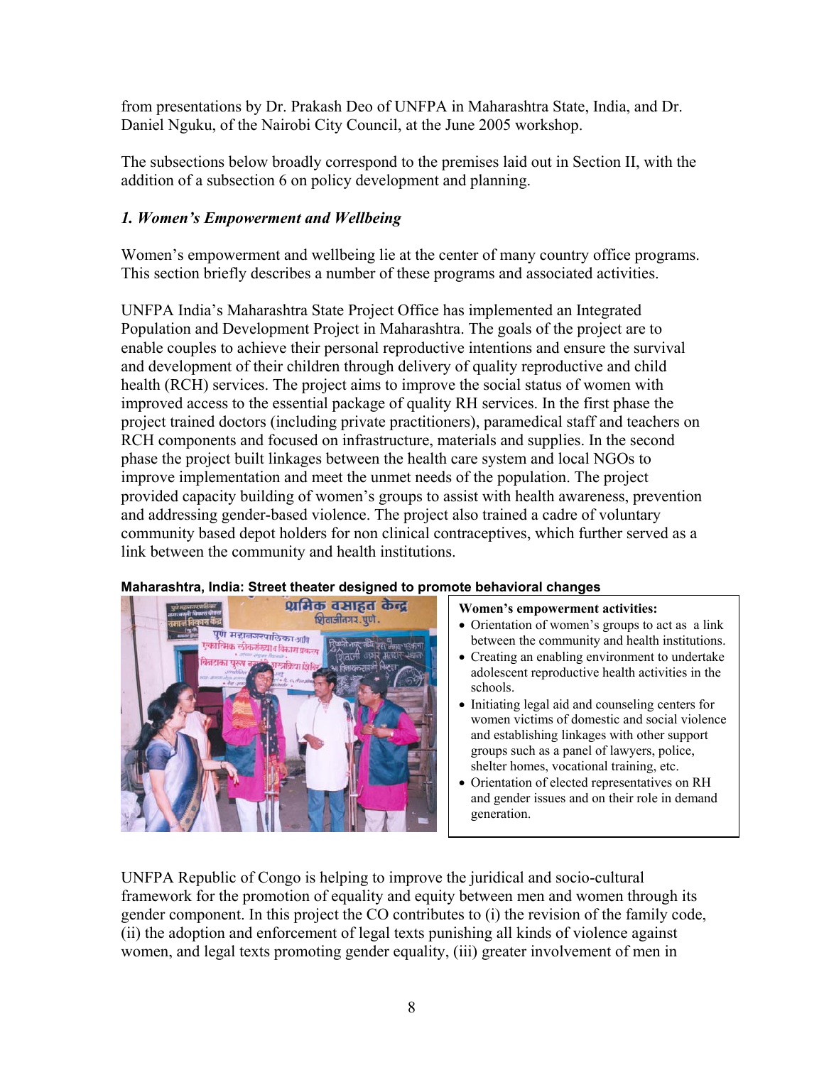from presentations by Dr. Prakash Deo of UNFPA in Maharashtra State, India, and Dr. Daniel Nguku, of the Nairobi City Council, at the June 2005 workshop.

The subsections below broadly correspond to the premises laid out in Section II, with the addition of a subsection 6 on policy development and planning.

### *1. Women's Empowerment and Wellbeing*

Women's empowerment and wellbeing lie at the center of many country office programs. This section briefly describes a number of these programs and associated activities.

UNFPA India's Maharashtra State Project Office has implemented an Integrated Population and Development Project in Maharashtra. The goals of the project are to enable couples to achieve their personal reproductive intentions and ensure the survival and development of their children through delivery of quality reproductive and child health (RCH) services. The project aims to improve the social status of women with improved access to the essential package of quality RH services. In the first phase the project trained doctors (including private practitioners), paramedical staff and teachers on RCH components and focused on infrastructure, materials and supplies. In the second phase the project built linkages between the health care system and local NGOs to improve implementation and meet the unmet needs of the population. The project provided capacity building of women's groups to assist with health awareness, prevention and addressing gender-based violence. The project also trained a cadre of voluntary community based depot holders for non clinical contraceptives, which further served as a link between the community and health institutions.

**Maharashtra, India: Street theater designed to promote behavioral changes**

**Women's empowerment activities:**

- Orientation of women's groups to act as a link between the community and health institutions.
- Creating an enabling environment to undertake adolescent reproductive health activities in the schools.
- Initiating legal aid and counseling centers for women victims of domestic and social violence and establishing linkages with other support groups such as a panel of lawyers, police, shelter homes, vocational training, etc.
- Orientation of elected representatives on RH and gender issues and on their role in demand generation.

UNFPA Republic of Congo is helping to improve the juridical and socio-cultural framework for the promotion of equality and equity between men and women through its gender component. In this project the CO contributes to (i) the revision of the family code, (ii) the adoption and enforcement of legal texts punishing all kinds of violence against women, and legal texts promoting gender equality, (iii) greater involvement of men in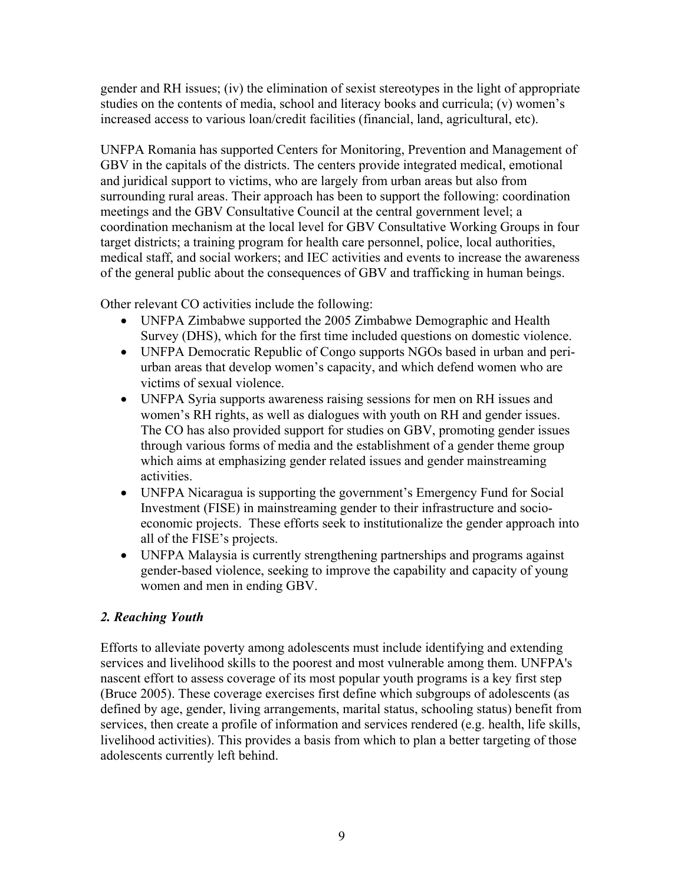gender and RH issues; (iv) the elimination of sexist stereotypes in the light of appropriate studies on the contents of media, school and literacy books and curricula; (v) women's increased access to various loan/credit facilities (financial, land, agricultural, etc).

UNFPA Romania has supported Centers for Monitoring, Prevention and Management of GBV in the capitals of the districts. The centers provide integrated medical, emotional and juridical support to victims, who are largely from urban areas but also from surrounding rural areas. Their approach has been to support the following: coordination meetings and the GBV Consultative Council at the central government level; a coordination mechanism at the local level for GBV Consultative Working Groups in four target districts; a training program for health care personnel, police, local authorities, medical staff, and social workers; and IEC activities and events to increase the awareness of the general public about the consequences of GBV and trafficking in human beings.

Other relevant CO activities include the following:

- UNFPA Zimbabwe supported the 2005 Zimbabwe Demographic and Health Survey (DHS), which for the first time included questions on domestic violence.
- UNFPA Democratic Republic of Congo supports NGOs based in urban and peri-urban areas that develop women's capacity, and which defend women who are victims of sexual violence.
- UNFPA Syria supports awareness raising sessions for men on RH issues and women's RH rights, as well as dialogues with youth on RH and gender issues. The CO has also provided support for studies on GBV, promoting gender issues through various forms of media and the establishment of a gender theme group which aims at emphasizing gender related issues and gender mainstreaming activities.
- UNFPA Nicaragua is supporting the government's Emergency Fund for Social Investment (FISE) in mainstreaming gender to their infrastructure and socio-economic projects. These efforts seek to institutionalize the gender approach into all of the FISE's projects.
- UNFPA Malaysia is currently strengthening partnerships and programs against gender-based violence, seeking to improve the capability and capacity of young women and men in ending GBV.

### *2. Reaching Youth*

Efforts to alleviate poverty among adolescents must include identifying and extending services and livelihood skills to the poorest and most vulnerable among them. UNFPA's nascent effort to assess coverage of its most popular youth programs is a key first step (Bruce 2005). These coverage exercises first define which subgroups of adolescents (as defined by age, gender, living arrangements, marital status, schooling status) benefit from services, then create a profile of information and services rendered (e.g. health, life skills, livelihood activities). This provides a basis from which to plan a better targeting of those adolescents currently left behind.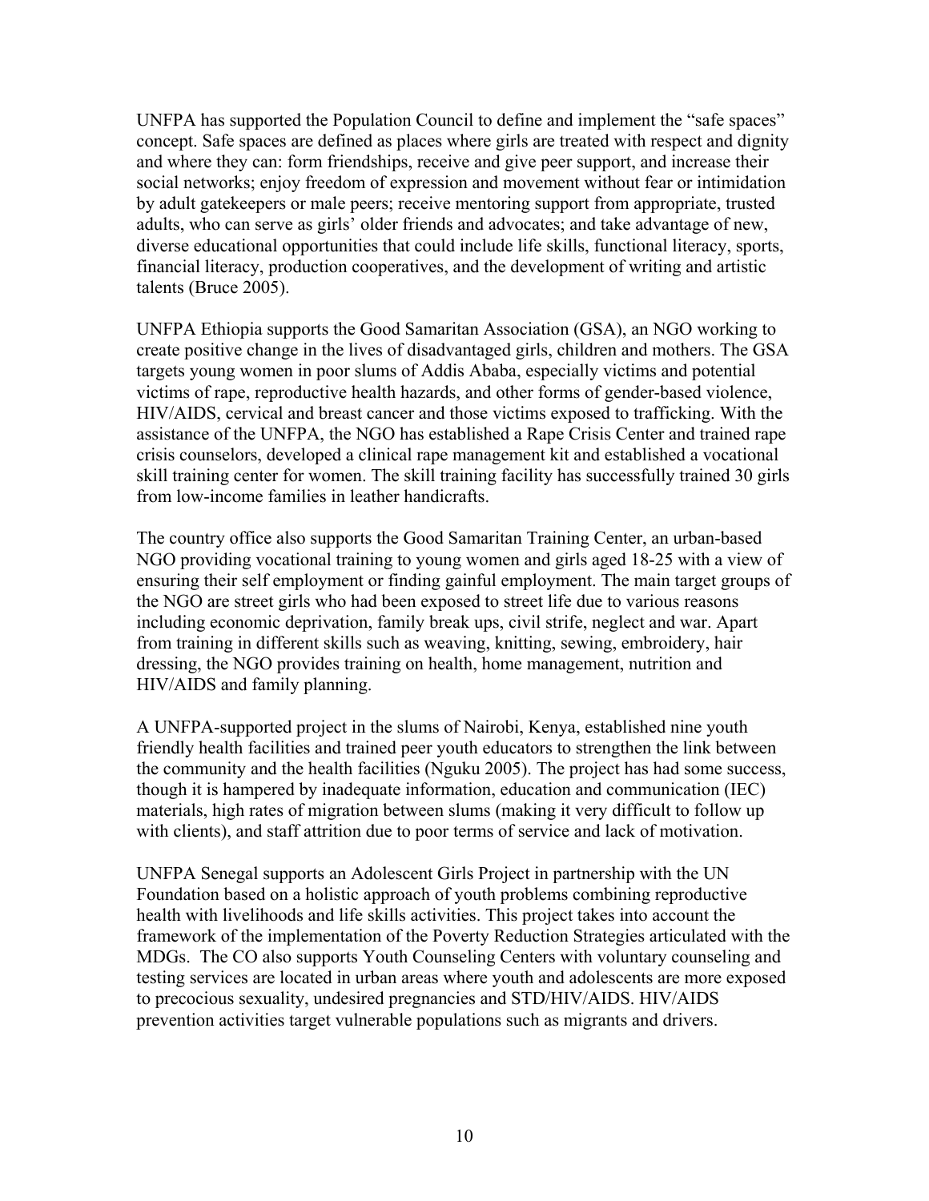UNFPA has supported the Population Council to define and implement the "safe spaces" concept. Safe spaces are defined as places where girls are treated with respect and dignity and where they can: form friendships, receive and give peer support, and increase their social networks; enjoy freedom of expression and movement without fear or intimidation by adult gatekeepers or male peers; receive mentoring support from appropriate, trusted adults, who can serve as girls' older friends and advocates; and take advantage of new, diverse educational opportunities that could include life skills, functional literacy, sports, financial literacy, production cooperatives, and the development of writing and artistic talents (Bruce 2005).

UNFPA Ethiopia supports the Good Samaritan Association (GSA), an NGO working to create positive change in the lives of disadvantaged girls, children and mothers. The GSA targets young women in poor slums of Addis Ababa, especially victims and potential victims of rape, reproductive health hazards, and other forms of gender-based violence, HIV/AIDS, cervical and breast cancer and those victims exposed to trafficking. With the assistance of the UNFPA, the NGO has established a Rape Crisis Center and trained rape crisis counselors, developed a clinical rape management kit and established a vocational skill training center for women. The skill training facility has successfully trained 30 girls from low-income families in leather handicrafts.

The country office also supports the Good Samaritan Training Center, an urban-based NGO providing vocational training to young women and girls aged 18-25 with a view of ensuring their self employment or finding gainful employment. The main target groups of the NGO are street girls who had been exposed to street life due to various reasons including economic deprivation, family break ups, civil strife, neglect and war. Apart from training in different skills such as weaving, knitting, sewing, embroidery, hair dressing, the NGO provides training on health, home management, nutrition and HIV/AIDS and family planning.

A UNFPA-supported project in the slums of Nairobi, Kenya, established nine youth friendly health facilities and trained peer youth educators to strengthen the link between the community and the health facilities (Nguku 2005). The project has had some success, though it is hampered by inadequate information, education and communication (IEC) materials, high rates of migration between slums (making it very difficult to follow up with clients), and staff attrition due to poor terms of service and lack of motivation.

UNFPA Senegal supports an Adolescent Girls Project in partnership with the UN Foundation based on a holistic approach of youth problems combining reproductive health with livelihoods and life skills activities. This project takes into account the framework of the implementation of the Poverty Reduction Strategies articulated with the MDGs. The CO also supports Youth Counseling Centers with voluntary counseling and testing services are located in urban areas where youth and adolescents are more exposed to precocious sexuality, undesired pregnancies and STD/HIV/AIDS. HIV/AIDS prevention activities target vulnerable populations such as migrants and drivers.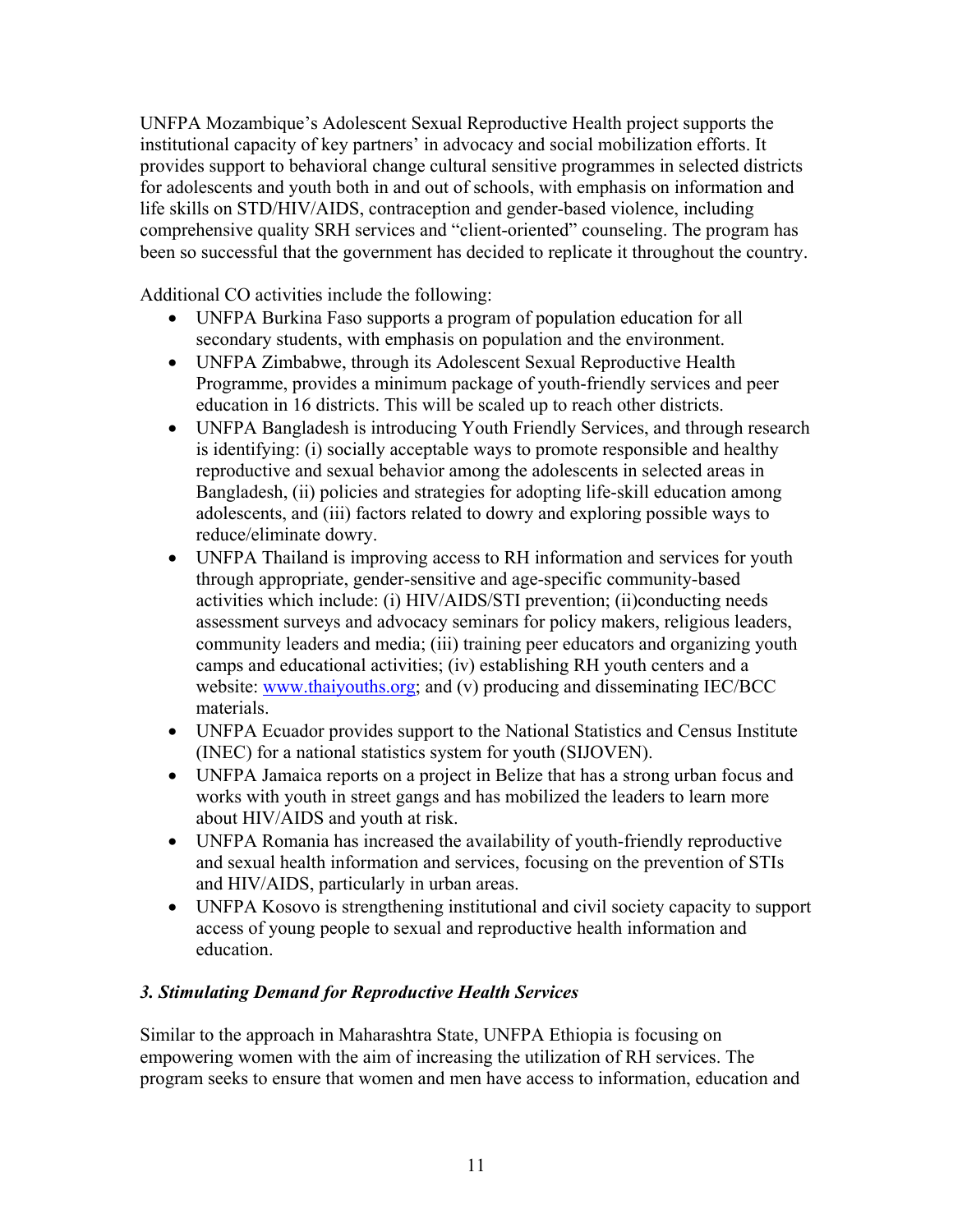UNFPA Mozambique's Adolescent Sexual Reproductive Health project supports the institutional capacity of key partners' in advocacy and social mobilization efforts. It provides support to behavioral change cultural sensitive programmes in selected districts for adolescents and youth both in and out of schools, with emphasis on information and life skills on STD/HIV/AIDS, contraception and gender-based violence, including comprehensive quality SRH services and "client-oriented" counseling. The program has been so successful that the government has decided to replicate it throughout the country.

Additional CO activities include the following:

- UNFPA Burkina Faso supports a program of population education for all secondary students, with emphasis on population and the environment.
- UNFPA Zimbabwe, through its Adolescent Sexual Reproductive Health Programme, provides a minimum package of youth-friendly services and peer education in 16 districts. This will be scaled up to reach other districts.
- UNFPA Bangladesh is introducing Youth Friendly Services, and through research is identifying: (i) socially acceptable ways to promote responsible and healthy reproductive and sexual behavior among the adolescents in selected areas in Bangladesh, (ii) policies and strategies for adopting life-skill education among adolescents, and (iii) factors related to dowry and exploring possible ways to reduce/eliminate dowry.
- UNFPA Thailand is improving access to RH information and services for youth through appropriate, gender-sensitive and age-specific community-based activities which include: (i) HIV/AIDS/STI prevention; (ii)conducting needs assessment surveys and advocacy seminars for policy makers, religious leaders, community leaders and media; (iii) training peer educators and organizing youth camps and educational activities; (iv) establishing RH youth centers and a website: [www.thaiyouths.org](http://www.thaiyouths.org); and (v) producing and disseminating IEC/BCC materials.
- UNFPA Ecuador provides support to the National Statistics and Census Institute (INEC) for a national statistics system for youth (SIJOVEN).
- UNFPA Jamaica reports on a project in Belize that has a strong urban focus and works with youth in street gangs and has mobilized the leaders to learn more about HIV/AIDS and youth at risk.
- UNFPA Romania has increased the availability of youth-friendly reproductive and sexual health information and services, focusing on the prevention of STIs and HIV/AIDS, particularly in urban areas.
- UNFPA Kosovo is strengthening institutional and civil society capacity to support access of young people to sexual and reproductive health information and education.

### *3. Stimulating Demand for Reproductive Health Services*

Similar to the approach in Maharashtra State, UNFPA Ethiopia is focusing on empowering women with the aim of increasing the utilization of RH services. The program seeks to ensure that women and men have access to information, education and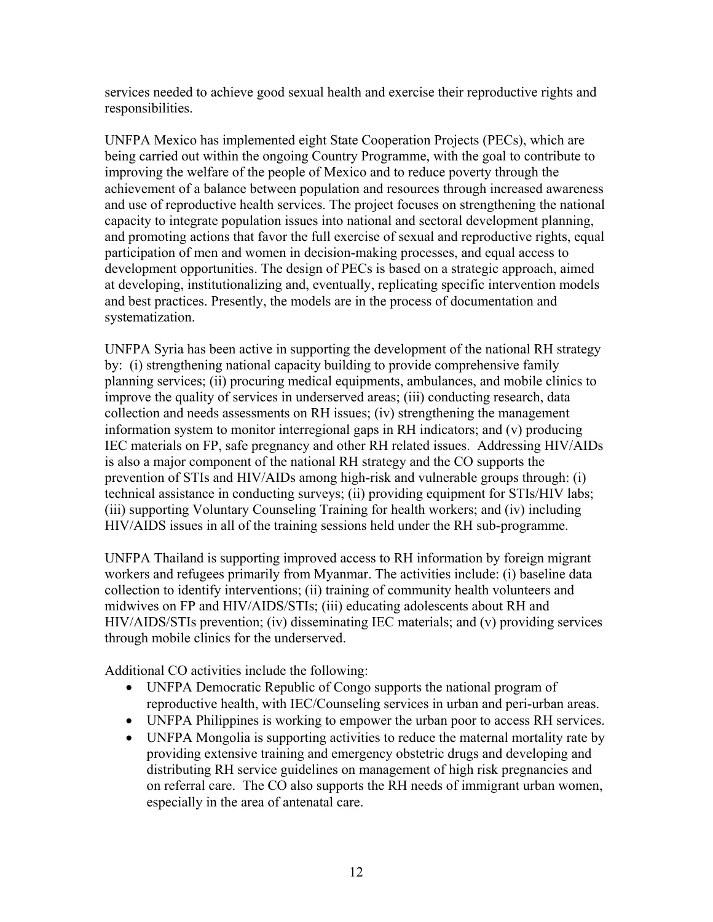services needed to achieve good sexual health and exercise their reproductive rights and responsibilities.

UNFPA Mexico has implemented eight State Cooperation Projects (PECs), which are being carried out within the ongoing Country Programme, with the goal to contribute to improving the welfare of the people of Mexico and to reduce poverty through the achievement of a balance between population and resources through increased awareness and use of reproductive health services. The project focuses on strengthening the national capacity to integrate population issues into national and sectoral development planning, and promoting actions that favor the full exercise of sexual and reproductive rights, equal participation of men and women in decision-making processes, and equal access to development opportunities. The design of PECs is based on a strategic approach, aimed at developing, institutionalizing and, eventually, replicating specific intervention models and best practices. Presently, the models are in the process of documentation and systematization.

UNFPA Syria has been active in supporting the development of the national RH strategy by: (i) strengthening national capacity building to provide comprehensive family planning services; (ii) procuring medical equipments, ambulances, and mobile clinics to improve the quality of services in underserved areas; (iii) conducting research, data collection and needs assessments on RH issues; (iv) strengthening the management information system to monitor interregional gaps in RH indicators; and (v) producing IEC materials on FP, safe pregnancy and other RH related issues. Addressing HIV/AIDs is also a major component of the national RH strategy and the CO supports the prevention of STIs and HIV/AIDs among high-risk and vulnerable groups through: (i) technical assistance in conducting surveys; (ii) providing equipment for STIs/HIV labs; (iii) supporting Voluntary Counseling Training for health workers; and (iv) including HIV/AIDS issues in all of the training sessions held under the RH sub-programme.

UNFPA Thailand is supporting improved access to RH information by foreign migrant workers and refugees primarily from Myanmar. The activities include: (i) baseline data collection to identify interventions; (ii) training of community health volunteers and midwives on FP and HIV/AIDS/STIs; (iii) educating adolescents about RH and HIV/AIDS/STIs prevention; (iv) disseminating IEC materials; and (v) providing services through mobile clinics for the underserved.

Additional CO activities include the following:

- UNFPA Democratic Republic of Congo supports the national program of reproductive health, with IEC/Counseling services in urban and peri-urban areas.
- UNFPA Philippines is working to empower the urban poor to access RH services.
- UNFPA Mongolia is supporting activities to reduce the maternal mortality rate by providing extensive training and emergency obstetric drugs and developing and distributing RH service guidelines on management of high risk pregnancies and on referral care. The CO also supports the RH needs of immigrant urban women, especially in the area of antenatal care.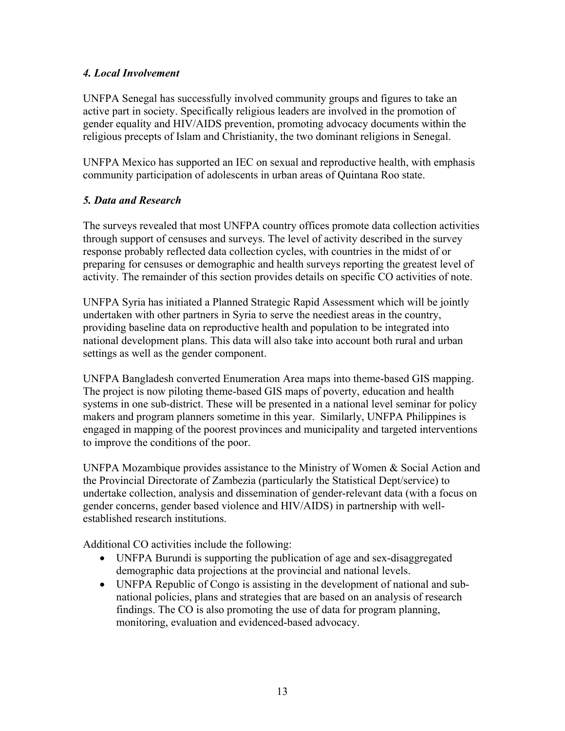### *4. Local Involvement*

UNFPA Senegal has successfully involved community groups and figures to take an active part in society. Specifically religious leaders are involved in the promotion of gender equality and HIV/AIDS prevention, promoting advocacy documents within the religious precepts of Islam and Christianity, the two dominant religions in Senegal.

UNFPA Mexico has supported an IEC on sexual and reproductive health, with emphasis community participation of adolescents in urban areas of Quintana Roo state.

### *5. Data and Research*

The surveys revealed that most UNFPA country offices promote data collection activities through support of censuses and surveys. The level of activity described in the survey response probably reflected data collection cycles, with countries in the midst of or preparing for censuses or demographic and health surveys reporting the greatest level of activity. The remainder of this section provides details on specific CO activities of note.

UNFPA Syria has initiated a Planned Strategic Rapid Assessment which will be jointly undertaken with other partners in Syria to serve the neediest areas in the country, providing baseline data on reproductive health and population to be integrated into national development plans. This data will also take into account both rural and urban settings as well as the gender component.

UNFPA Bangladesh converted Enumeration Area maps into theme-based GIS mapping. The project is now piloting theme-based GIS maps of poverty, education and health systems in one sub-district. These will be presented in a national level seminar for policy makers and program planners sometime in this year. Similarly, UNFPA Philippines is engaged in mapping of the poorest provinces and municipality and targeted interventions to improve the conditions of the poor.

UNFPA Mozambique provides assistance to the Ministry of Women & Social Action and the Provincial Directorate of Zambezia (particularly the Statistical Dept/service) to undertake collection, analysis and dissemination of gender-relevant data (with a focus on gender concerns, gender based violence and HIV/AIDS) in partnership with well-established research institutions.

Additional CO activities include the following:

- UNFPA Burundi is supporting the publication of age and sex-disaggregated demographic data projections at the provincial and national levels.
- UNFPA Republic of Congo is assisting in the development of national and sub-national policies, plans and strategies that are based on an analysis of research findings. The CO is also promoting the use of data for program planning, monitoring, evaluation and evidenced-based advocacy.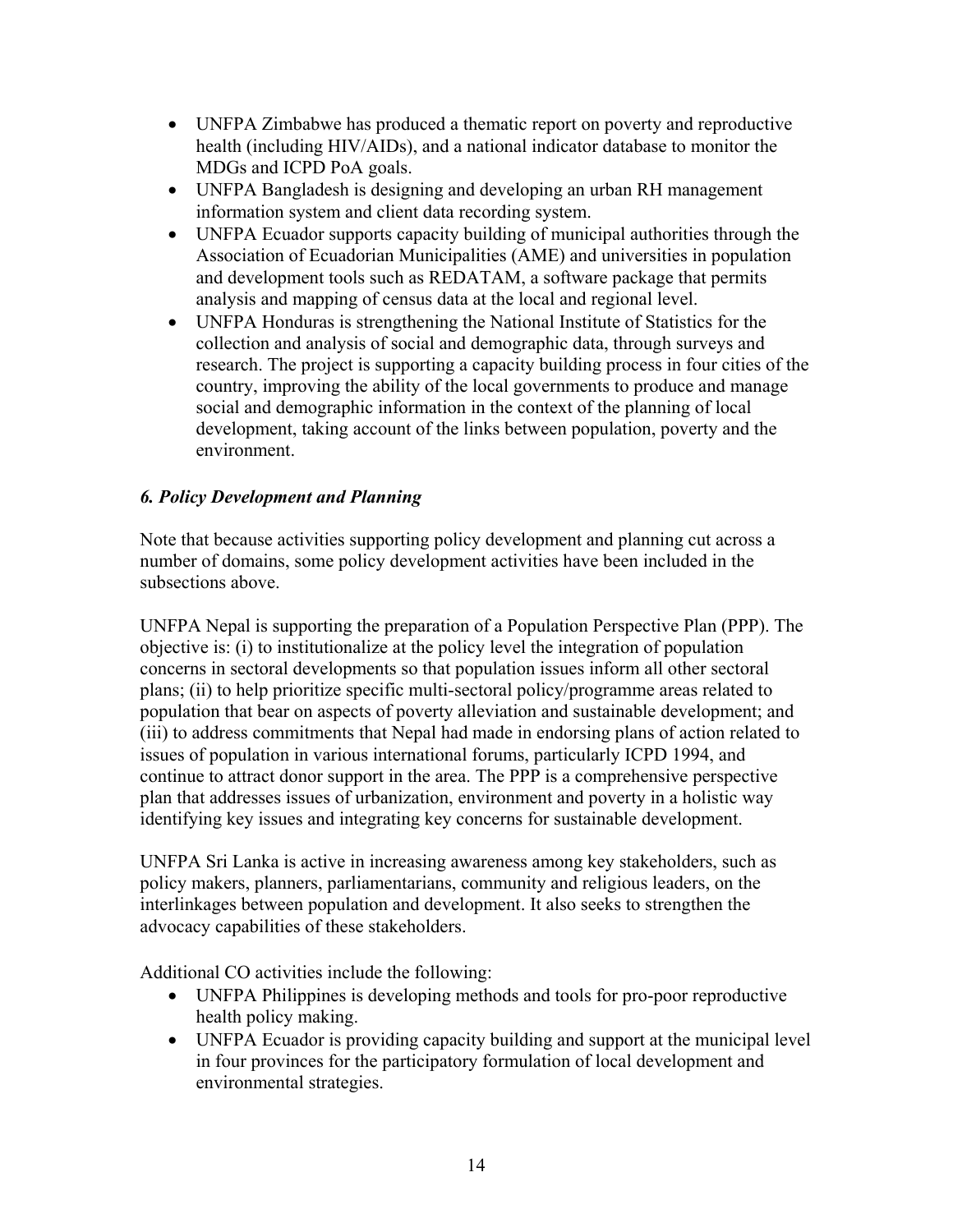- UNFPA Zimbabwe has produced a thematic report on poverty and reproductive health (including HIV/AIDs), and a national indicator database to monitor the MDGs and ICPD PoA goals.
- UNFPA Bangladesh is designing and developing an urban RH management information system and client data recording system.
- UNFPA Ecuador supports capacity building of municipal authorities through the Association of Ecuadorian Municipalities (AME) and universities in population and development tools such as REDATAM, a software package that permits analysis and mapping of census data at the local and regional level.
- UNFPA Honduras is strengthening the National Institute of Statistics for the collection and analysis of social and demographic data, through surveys and research. The project is supporting a capacity building process in four cities of the country, improving the ability of the local governments to produce and manage social and demographic information in the context of the planning of local development, taking account of the links between population, poverty and the environment.

### *6. Policy Development and Planning*

Note that because activities supporting policy development and planning cut across a number of domains, some policy development activities have been included in the subsections above.

UNFPA Nepal is supporting the preparation of a Population Perspective Plan (PPP). The objective is: (i) to institutionalize at the policy level the integration of population concerns in sectoral developments so that population issues inform all other sectoral plans; (ii) to help prioritize specific multi-sectoral policy/programme areas related to population that bear on aspects of poverty alleviation and sustainable development; and (iii) to address commitments that Nepal had made in endorsing plans of action related to issues of population in various international forums, particularly ICPD 1994, and continue to attract donor support in the area. The PPP is a comprehensive perspective plan that addresses issues of urbanization, environment and poverty in a holistic way identifying key issues and integrating key concerns for sustainable development.

UNFPA Sri Lanka is active in increasing awareness among key stakeholders, such as policy makers, planners, parliamentarians, community and religious leaders, on the interlinkages between population and development. It also seeks to strengthen the advocacy capabilities of these stakeholders.

Additional CO activities include the following:

- UNFPA Philippines is developing methods and tools for pro-poor reproductive health policy making.
- UNFPA Ecuador is providing capacity building and support at the municipal level in four provinces for the participatory formulation of local development and environmental strategies.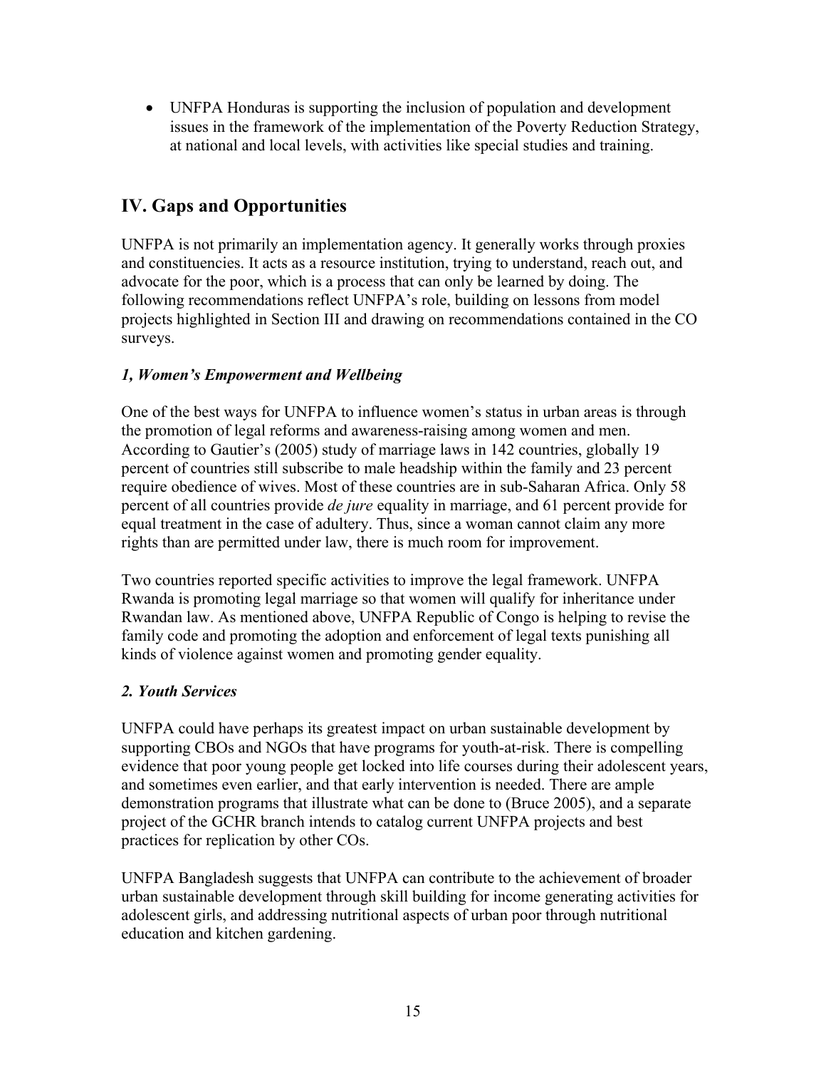- UNFPA Honduras is supporting the inclusion of population and development issues in the framework of the implementation of the Poverty Reduction Strategy, at national and local levels, with activities like special studies and training.

## IV. Gaps and Opportunities

UNFPA is not primarily an implementation agency. It generally works through proxies and constituencies. It acts as a resource institution, trying to understand, reach out, and advocate for the poor, which is a process that can only be learned by doing. The following recommendations reflect UNFPA's role, building on lessons from model projects highlighted in Section III and drawing on recommendations contained in the CO surveys.

### *1, Women's Empowerment and Wellbeing*

One of the best ways for UNFPA to influence women's status in urban areas is through the promotion of legal reforms and awareness-raising among women and men. According to Gautier's (2005) study of marriage laws in 142 countries, globally 19 percent of countries still subscribe to male headship within the family and 23 percent require obedience of wives. Most of these countries are in sub-Saharan Africa. Only 58 percent of all countries provide *de jure* equality in marriage, and 61 percent provide for equal treatment in the case of adultery. Thus, since a woman cannot claim any more rights than are permitted under law, there is much room for improvement.

Two countries reported specific activities to improve the legal framework. UNFPA Rwanda is promoting legal marriage so that women will qualify for inheritance under Rwandan law. As mentioned above, UNFPA Republic of Congo is helping to revise the family code and promoting the adoption and enforcement of legal texts punishing all kinds of violence against women and promoting gender equality.

### *2. Youth Services*

UNFPA could have perhaps its greatest impact on urban sustainable development by supporting CBOs and NGOs that have programs for youth-at-risk. There is compelling evidence that poor young people get locked into life courses during their adolescent years, and sometimes even earlier, and that early intervention is needed. There are ample demonstration programs that illustrate what can be done to (Bruce 2005), and a separate project of the GCHR branch intends to catalog current UNFPA projects and best practices for replication by other COs.

UNFPA Bangladesh suggests that UNFPA can contribute to the achievement of broader urban sustainable development through skill building for income generating activities for adolescent girls, and addressing nutritional aspects of urban poor through nutritional education and kitchen gardening.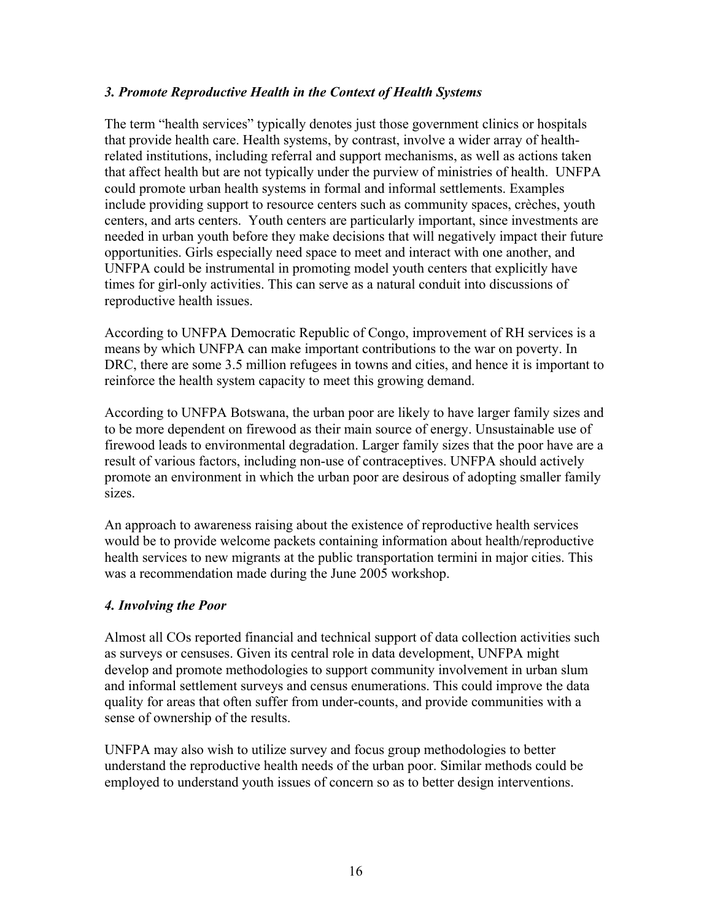### *3. Promote Reproductive Health in the Context of Health Systems*

The term "health services" typically denotes just those government clinics or hospitals that provide health care. Health systems, by contrast, involve a wider array of health-related institutions, including referral and support mechanisms, as well as actions taken that affect health but are not typically under the purview of ministries of health. UNFPA could promote urban health systems in formal and informal settlements. Examples include providing support to resource centers such as community spaces, crèches, youth centers, and arts centers. Youth centers are particularly important, since investments are needed in urban youth before they make decisions that will negatively impact their future opportunities. Girls especially need space to meet and interact with one another, and UNFPA could be instrumental in promoting model youth centers that explicitly have times for girl-only activities. This can serve as a natural conduit into discussions of reproductive health issues.

According to UNFPA Democratic Republic of Congo, improvement of RH services is a means by which UNFPA can make important contributions to the war on poverty. In DRC, there are some 3.5 million refugees in towns and cities, and hence it is important to reinforce the health system capacity to meet this growing demand.

According to UNFPA Botswana, the urban poor are likely to have larger family sizes and to be more dependent on firewood as their main source of energy. Unsustainable use of firewood leads to environmental degradation. Larger family sizes that the poor have are a result of various factors, including non-use of contraceptives. UNFPA should actively promote an environment in which the urban poor are desirous of adopting smaller family sizes.

An approach to awareness raising about the existence of reproductive health services would be to provide welcome packets containing information about health/reproductive health services to new migrants at the public transportation termini in major cities. This was a recommendation made during the June 2005 workshop.

### *4. Involving the Poor*

Almost all COs reported financial and technical support of data collection activities such as surveys or censuses. Given its central role in data development, UNFPA might develop and promote methodologies to support community involvement in urban slum and informal settlement surveys and census enumerations. This could improve the data quality for areas that often suffer from under-counts, and provide communities with a sense of ownership of the results.

UNFPA may also wish to utilize survey and focus group methodologies to better understand the reproductive health needs of the urban poor. Similar methods could be employed to understand youth issues of concern so as to better design interventions.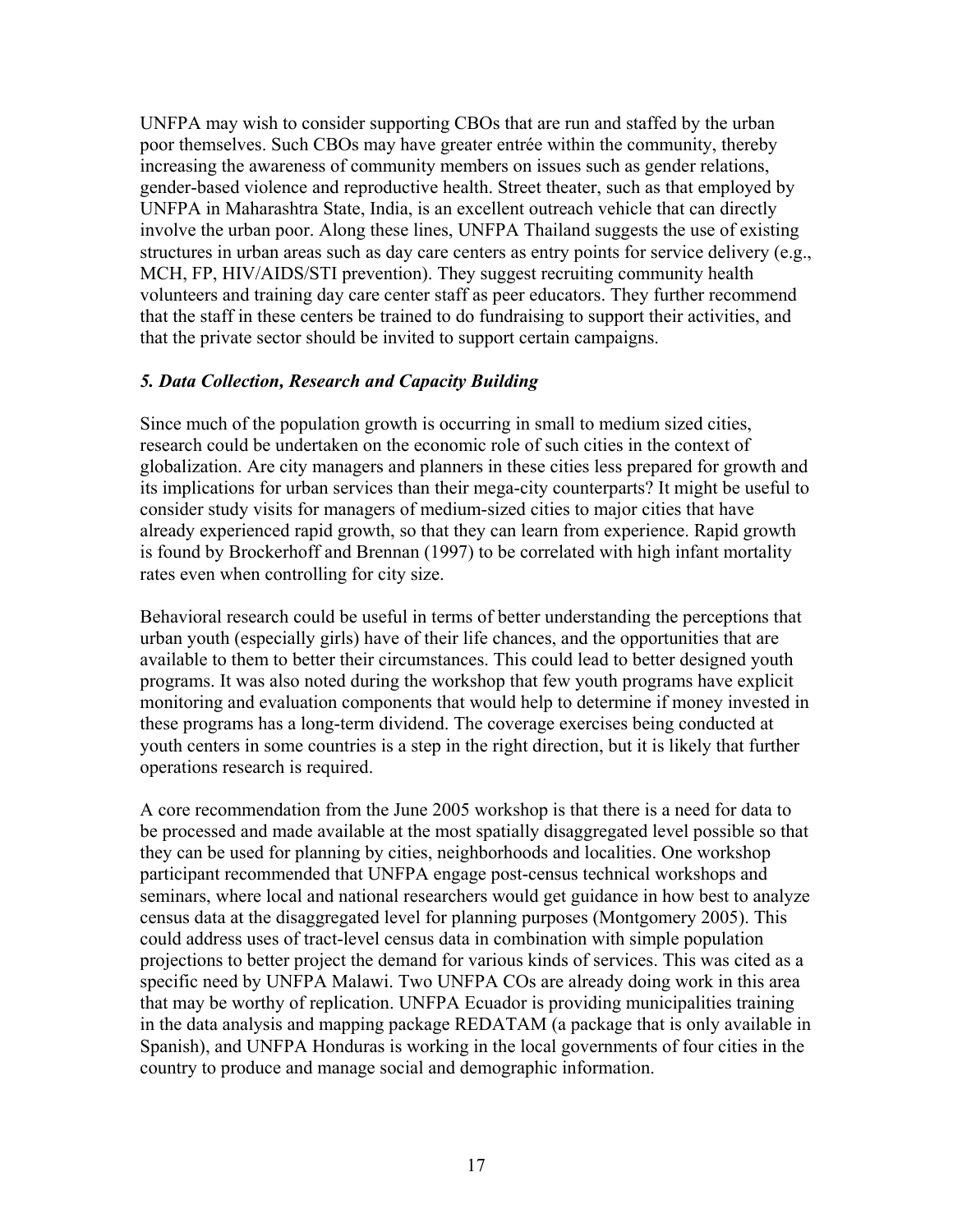UNFPA may wish to consider supporting CBOs that are run and staffed by the urban poor themselves. Such CBOs may have greater entrée within the community, thereby increasing the awareness of community members on issues such as gender relations, gender-based violence and reproductive health. Street theater, such as that employed by UNFPA in Maharashtra State, India, is an excellent outreach vehicle that can directly involve the urban poor. Along these lines, UNFPA Thailand suggests the use of existing structures in urban areas such as day care centers as entry points for service delivery (e.g., MCH, FP, HIV/AIDS/STI prevention). They suggest recruiting community health volunteers and training day care center staff as peer educators. They further recommend that the staff in these centers be trained to do fundraising to support their activities, and that the private sector should be invited to support certain campaigns.

### *5. Data Collection, Research and Capacity Building*

Since much of the population growth is occurring in small to medium sized cities, research could be undertaken on the economic role of such cities in the context of globalization. Are city managers and planners in these cities less prepared for growth and its implications for urban services than their mega-city counterparts? It might be useful to consider study visits for managers of medium-sized cities to major cities that have already experienced rapid growth, so that they can learn from experience. Rapid growth is found by Brockerhoff and Brennan (1997) to be correlated with high infant mortality rates even when controlling for city size.

Behavioral research could be useful in terms of better understanding the perceptions that urban youth (especially girls) have of their life chances, and the opportunities that are available to them to better their circumstances. This could lead to better designed youth programs. It was also noted during the workshop that few youth programs have explicit monitoring and evaluation components that would help to determine if money invested in these programs has a long-term dividend. The coverage exercises being conducted at youth centers in some countries is a step in the right direction, but it is likely that further operations research is required.

A core recommendation from the June 2005 workshop is that there is a need for data to be processed and made available at the most spatially disaggregated level possible so that they can be used for planning by cities, neighborhoods and localities. One workshop participant recommended that UNFPA engage post-census technical workshops and seminars, where local and national researchers would get guidance in how best to analyze census data at the disaggregated level for planning purposes (Montgomery 2005). This could address uses of tract-level census data in combination with simple population projections to better project the demand for various kinds of services. This was cited as a specific need by UNFPA Malawi. Two UNFPA COs are already doing work in this area that may be worthy of replication. UNFPA Ecuador is providing municipalities training in the data analysis and mapping package REDATAM (a package that is only available in Spanish), and UNFPA Honduras is working in the local governments of four cities in the country to produce and manage social and demographic information.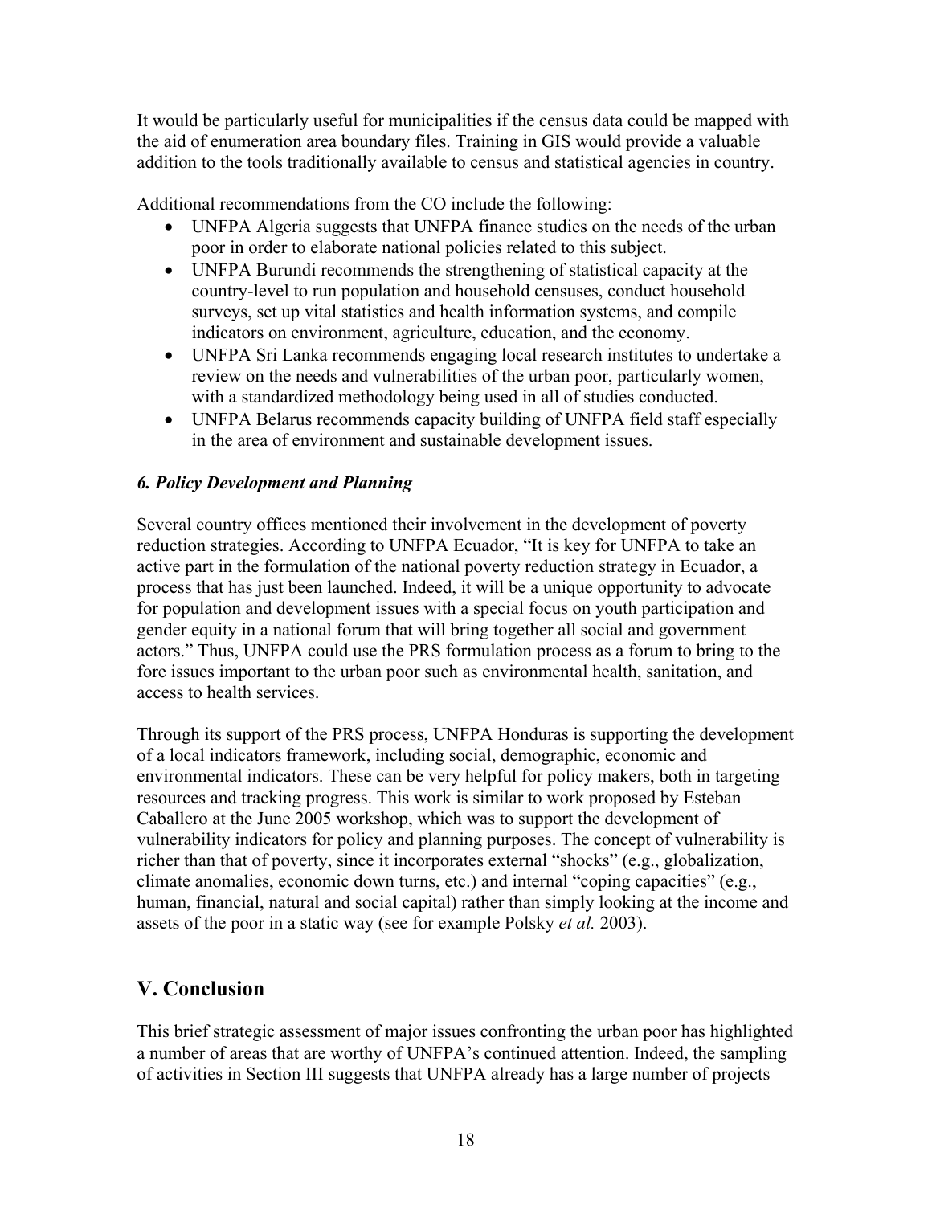It would be particularly useful for municipalities if the census data could be mapped with the aid of enumeration area boundary files. Training in GIS would provide a valuable addition to the tools traditionally available to census and statistical agencies in country.

Additional recommendations from the CO include the following:

- UNFPA Algeria suggests that UNFPA finance studies on the needs of the urban poor in order to elaborate national policies related to this subject.
- UNFPA Burundi recommends the strengthening of statistical capacity at the country-level to run population and household censuses, conduct household surveys, set up vital statistics and health information systems, and compile indicators on environment, agriculture, education, and the economy.
- UNFPA Sri Lanka recommends engaging local research institutes to undertake a review on the needs and vulnerabilities of the urban poor, particularly women, with a standardized methodology being used in all of studies conducted.
- UNFPA Belarus recommends capacity building of UNFPA field staff especially in the area of environment and sustainable development issues.

### *6. Policy Development and Planning*

Several country offices mentioned their involvement in the development of poverty reduction strategies. According to UNFPA Ecuador, "It is key for UNFPA to take an active part in the formulation of the national poverty reduction strategy in Ecuador, a process that has just been launched. Indeed, it will be a unique opportunity to advocate for population and development issues with a special focus on youth participation and gender equity in a national forum that will bring together all social and government actors." Thus, UNFPA could use the PRS formulation process as a forum to bring to the fore issues important to the urban poor such as environmental health, sanitation, and access to health services.

Through its support of the PRS process, UNFPA Honduras is supporting the development of a local indicators framework, including social, demographic, economic and environmental indicators. These can be very helpful for policy makers, both in targeting resources and tracking progress. This work is similar to work proposed by Esteban Caballero at the June 2005 workshop, which was to support the development of vulnerability indicators for policy and planning purposes. The concept of vulnerability is richer than that of poverty, since it incorporates external "shocks" (e.g., globalization, climate anomalies, economic down turns, etc.) and internal "coping capacities" (e.g., human, financial, natural and social capital) rather than simply looking at the income and assets of the poor in a static way (see for example Polsky *et al.* 2003).

## V. Conclusion

This brief strategic assessment of major issues confronting the urban poor has highlighted a number of areas that are worthy of UNFPA's continued attention. Indeed, the sampling of activities in Section III suggests that UNFPA already has a large number of projects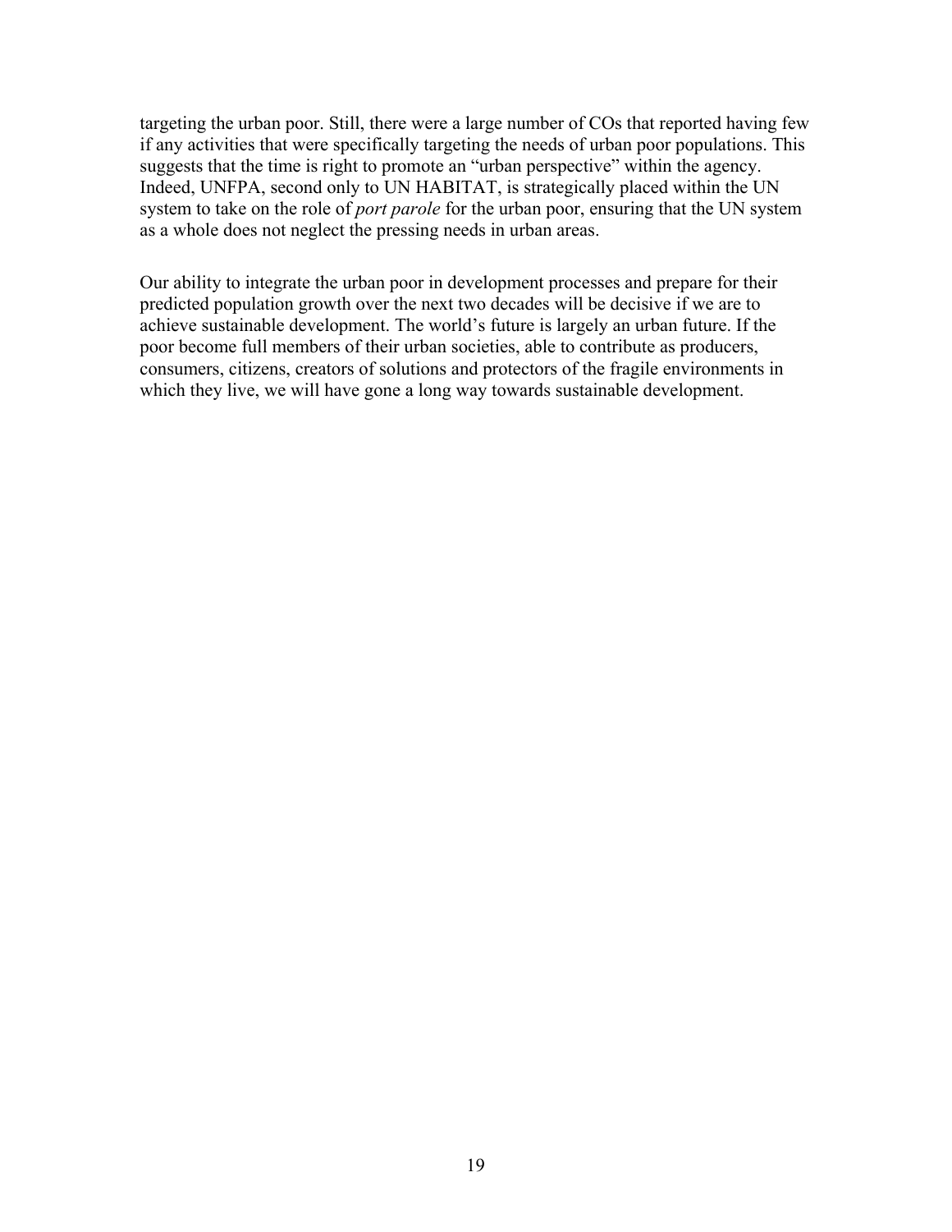targeting the urban poor. Still, there were a large number of COs that reported having few if any activities that were specifically targeting the needs of urban poor populations. This suggests that the time is right to promote an "urban perspective" within the agency. Indeed, UNFPA, second only to UN HABITAT, is strategically placed within the UN system to take on the role of *port parole* for the urban poor, ensuring that the UN system as a whole does not neglect the pressing needs in urban areas.

Our ability to integrate the urban poor in development processes and prepare for their predicted population growth over the next two decades will be decisive if we are to achieve sustainable development. The world's future is largely an urban future. If the poor become full members of their urban societies, able to contribute as producers, consumers, citizens, creators of solutions and protectors of the fragile environments in which they live, we will have gone a long way towards sustainable development.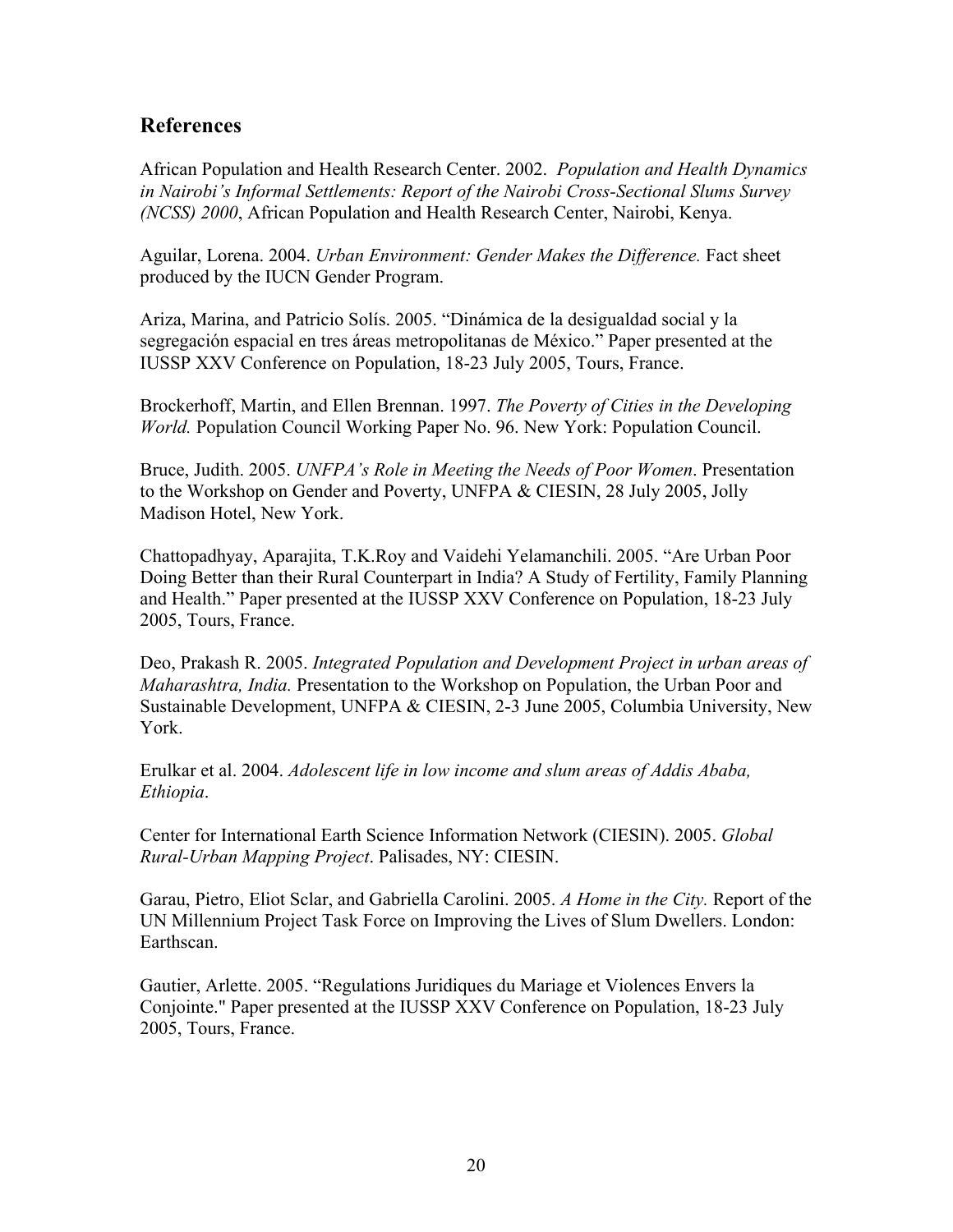## References

African Population and Health Research Center. 2002. *Population and Health Dynamics in Nairobi's Informal Settlements: Report of the Nairobi Cross-Sectional Slums Survey (NCSS) 2000*, African Population and Health Research Center, Nairobi, Kenya.

Aguilar, Lorena. 2004. *Urban Environment: Gender Makes the Difference.* Fact sheet produced by the IUCN Gender Program.

Ariza, Marina, and Patricio Solís. 2005. "Dinámica de la desigualdad social y la segregación espacial en tres áreas metropolitanas de México." Paper presented at the IUSSP XXV Conference on Population, 18-23 July 2005, Tours, France.

Brockerhoff, Martin, and Ellen Brennan. 1997. *The Poverty of Cities in the Developing World.* Population Council Working Paper No. 96. New York: Population Council.

Bruce, Judith. 2005. *UNFPA's Role in Meeting the Needs of Poor Women*. Presentation to the Workshop on Gender and Poverty, UNFPA & CIESIN, 28 July 2005, Jolly Madison Hotel, New York.

Chattopadhyay, Aparajita, T.K.Roy and Vaidehi Yelamanchili. 2005. "Are Urban Poor Doing Better than their Rural Counterpart in India? A Study of Fertility, Family Planning and Health." Paper presented at the IUSSP XXV Conference on Population, 18-23 July 2005, Tours, France.

Deo, Prakash R. 2005. *Integrated Population and Development Project in urban areas of Maharashtra, India.* Presentation to the Workshop on Population, the Urban Poor and Sustainable Development, UNFPA & CIESIN, 2-3 June 2005, Columbia University, New York.

Erulkar et al. 2004. *Adolescent life in low income and slum areas of Addis Ababa, Ethiopia*.

Center for International Earth Science Information Network (CIESIN). 2005. *Global Rural-Urban Mapping Project*. Palisades, NY: CIESIN.

Garau, Pietro, Eliot Sclar, and Gabriella Carolini. 2005. *A Home in the City.* Report of the UN Millennium Project Task Force on Improving the Lives of Slum Dwellers. London: Earthscan.

Gautier, Arlette. 2005. "Regulations Juridiques du Mariage et Violences Envers la Conjointe." Paper presented at the IUSSP XXV Conference on Population, 18-23 July 2005, Tours, France.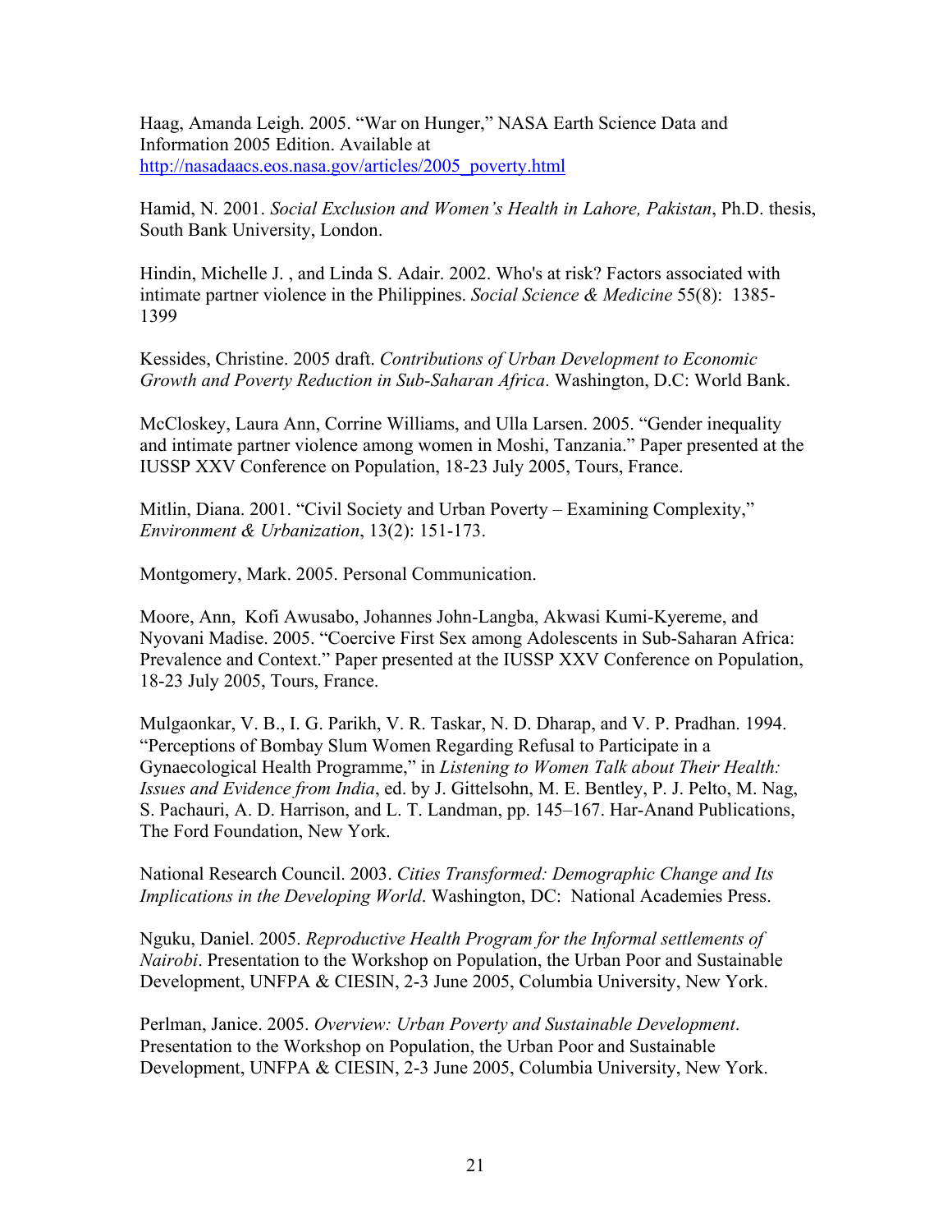Haag, Amanda Leigh. 2005. "War on Hunger," NASA Earth Science Data and Information 2005 Edition. Available at http://nasadaacs.eos.nasa.gov/articles/2005_poverty.html

Hamid, N. 2001. *Social Exclusion and Women's Health in Lahore, Pakistan*, Ph.D. thesis, South Bank University, London.

Hindin, Michelle J. , and Linda S. Adair. 2002. Who's at risk? Factors associated with intimate partner violence in the Philippines. *Social Science & Medicine* 55(8): 1385-1399

Kessides, Christine. 2005 draft. *Contributions of Urban Development to Economic Growth and Poverty Reduction in Sub-Saharan Africa*. Washington, D.C: World Bank.

McCloskey, Laura Ann, Corrine Williams, and Ulla Larsen. 2005. "Gender inequality and intimate partner violence among women in Moshi, Tanzania." Paper presented at the IUSSP XXV Conference on Population, 18-23 July 2005, Tours, France.

Mitlin, Diana. 2001. "Civil Society and Urban Poverty – Examining Complexity," *Environment & Urbanization*, 13(2): 151-173.

Montgomery, Mark. 2005. Personal Communication.

Moore, Ann, Kofi Awusabo, Johannes John-Langba, Akwasi Kumi-Kyereme, and Nyovani Madise. 2005. "Coercive First Sex among Adolescents in Sub-Saharan Africa: Prevalence and Context." Paper presented at the IUSSP XXV Conference on Population, 18-23 July 2005, Tours, France.

Mulgaonkar, V. B., I. G. Parikh, V. R. Taskar, N. D. Dharap, and V. P. Pradhan. 1994. "Perceptions of Bombay Slum Women Regarding Refusal to Participate in a Gynaecological Health Programme," in *Listening to Women Talk about Their Health: Issues and Evidence from India*, ed. by J. Gittelsohn, M. E. Bentley, P. J. Pelto, M. Nag, S. Pachauri, A. D. Harrison, and L. T. Landman, pp. 145–167. Har-Anand Publications, The Ford Foundation, New York.

National Research Council. 2003. *Cities Transformed: Demographic Change and Its Implications in the Developing World*. Washington, DC: National Academies Press.

Nguku, Daniel. 2005. *Reproductive Health Program for the Informal settlements of Nairobi*. Presentation to the Workshop on Population, the Urban Poor and Sustainable Development, UNFPA & CIESIN, 2-3 June 2005, Columbia University, New York.

Perlman, Janice. 2005. *Overview: Urban Poverty and Sustainable Development*. Presentation to the Workshop on Population, the Urban Poor and Sustainable Development, UNFPA & CIESIN, 2-3 June 2005, Columbia University, New York.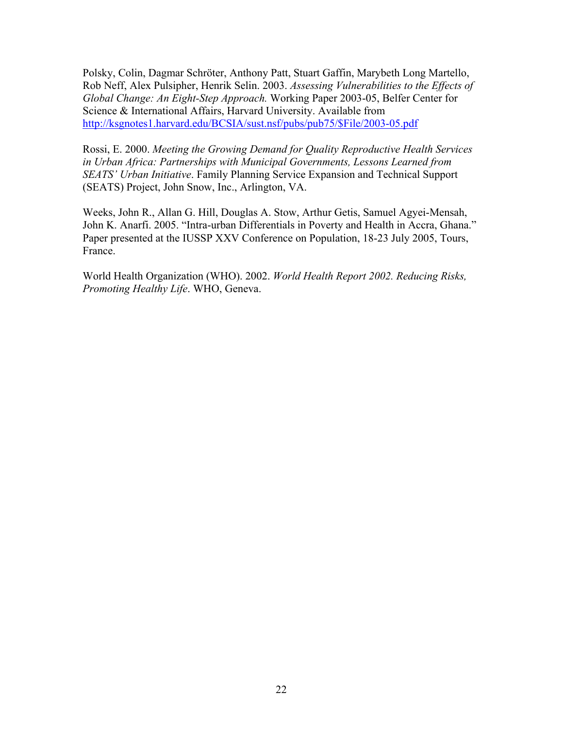Polsky, Colin, Dagmar Schröter, Anthony Patt, Stuart Gaffin, Marybeth Long Martello, Rob Neff, Alex Pulsipher, Henrik Selin. 2003. *Assessing Vulnerabilities to the Effects of Global Change: An Eight-Step Approach.* Working Paper 2003-05, Belfer Center for Science & International Affairs, Harvard University. Available from http://ksgnotes1.harvard.edu/BCSIA/sust.nsf/pubs/pub75/$File/2003-05.pdf

Rossi, E. 2000. *Meeting the Growing Demand for Quality Reproductive Health Services in Urban Africa: Partnerships with Municipal Governments, Lessons Learned from SEATS' Urban Initiative*. Family Planning Service Expansion and Technical Support (SEATS) Project, John Snow, Inc., Arlington, VA.

Weeks, John R., Allan G. Hill, Douglas A. Stow, Arthur Getis, Samuel Agyei-Mensah, John K. Anarfi. 2005. "Intra-urban Differentials in Poverty and Health in Accra, Ghana." Paper presented at the IUSSP XXV Conference on Population, 18-23 July 2005, Tours, France.

World Health Organization (WHO). 2002. *World Health Report 2002. Reducing Risks, Promoting Healthy Life*. WHO, Geneva.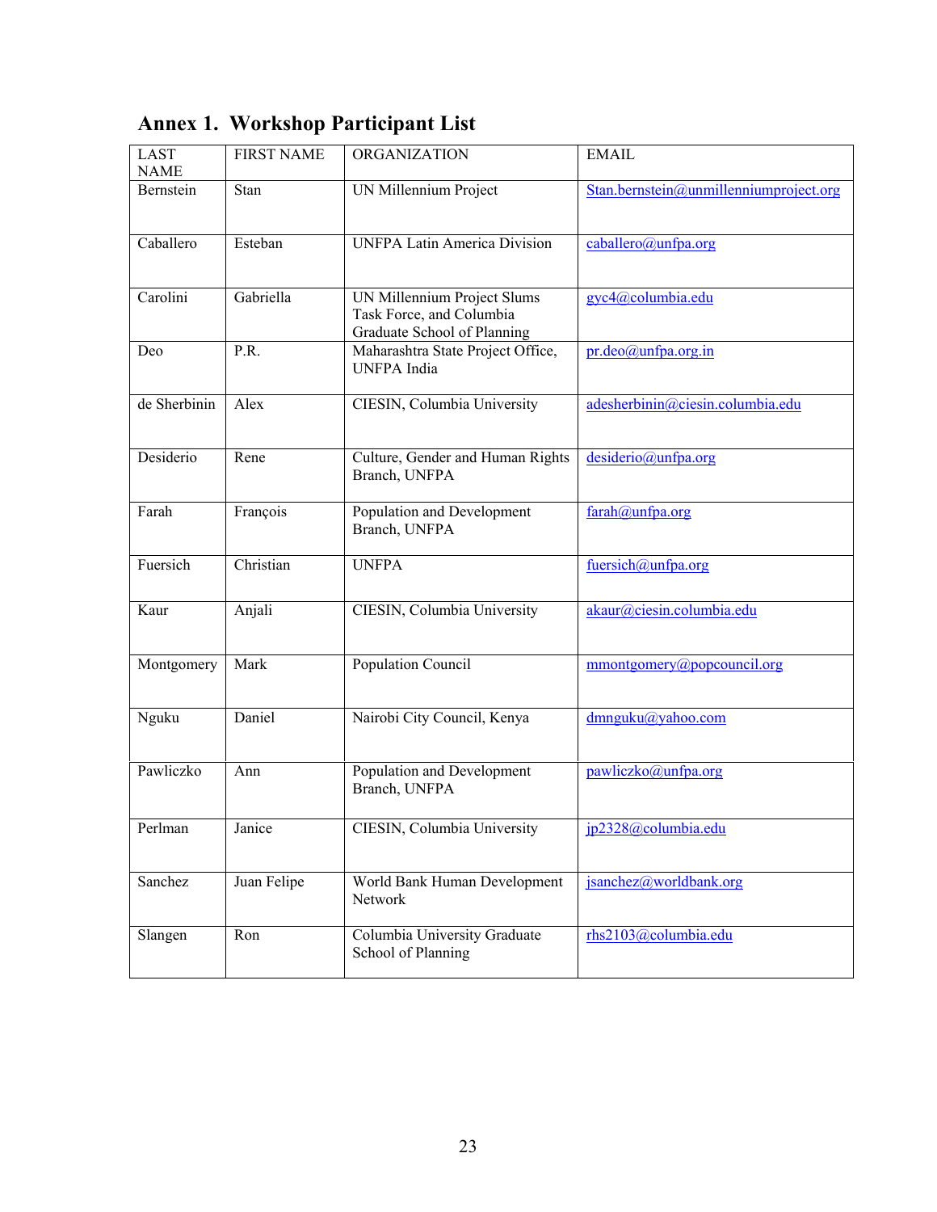# Annex 1. Workshop Participant List

| LAST NAME | FIRST NAME | ORGANIZATION | EMAIL |
|---|---|---|---|
| Bernstein | Stan | UN Millennium Project | Stan.bernstein@unmillenniumproject.org |
| Caballero | Esteban | UNFPA Latin America Division | caballero@unfpa.org |
| Carolini | Gabriella | UN Millennium Project Slums Task Force, and Columbia Graduate School of Planning | gyc4@columbia.edu |
| Deo | P.R. | Maharashtra State Project Office, UNFPA India | pr.deo@unfpa.org.in |
| de Sherbinin | Alex | CIESIN, Columbia University | adesherbinin@ciesin.columbia.edu |
| Desiderio | Rene | Culture, Gender and Human Rights Branch, UNFPA | desiderio@unfpa.org |
| Farah | François | Population and Development Branch, UNFPA | farah@unfpa.org |
| Fuersich | Christian | UNFPA | fuersich@unfpa.org |
| Kaur | Anjali | CIESIN, Columbia University | akaur@ciesin.columbia.edu |
| Montgomery | Mark | Population Council | mmontgomery@popcouncil.org |
| Nguku | Daniel | Nairobi City Council, Kenya | dmnguku@yahoo.com |
| Pawliczko | Ann | Population and Development Branch, UNFPA | pawliczko@unfpa.org |
| Perlman | Janice | CIESIN, Columbia University | jp2328@columbia.edu |
| Sanchez | Juan Felipe | World Bank Human Development Network | jsanchez@worldbank.org |
| Slangen | Ron | Columbia University Graduate School of Planning | rhs2103@columbia.edu |